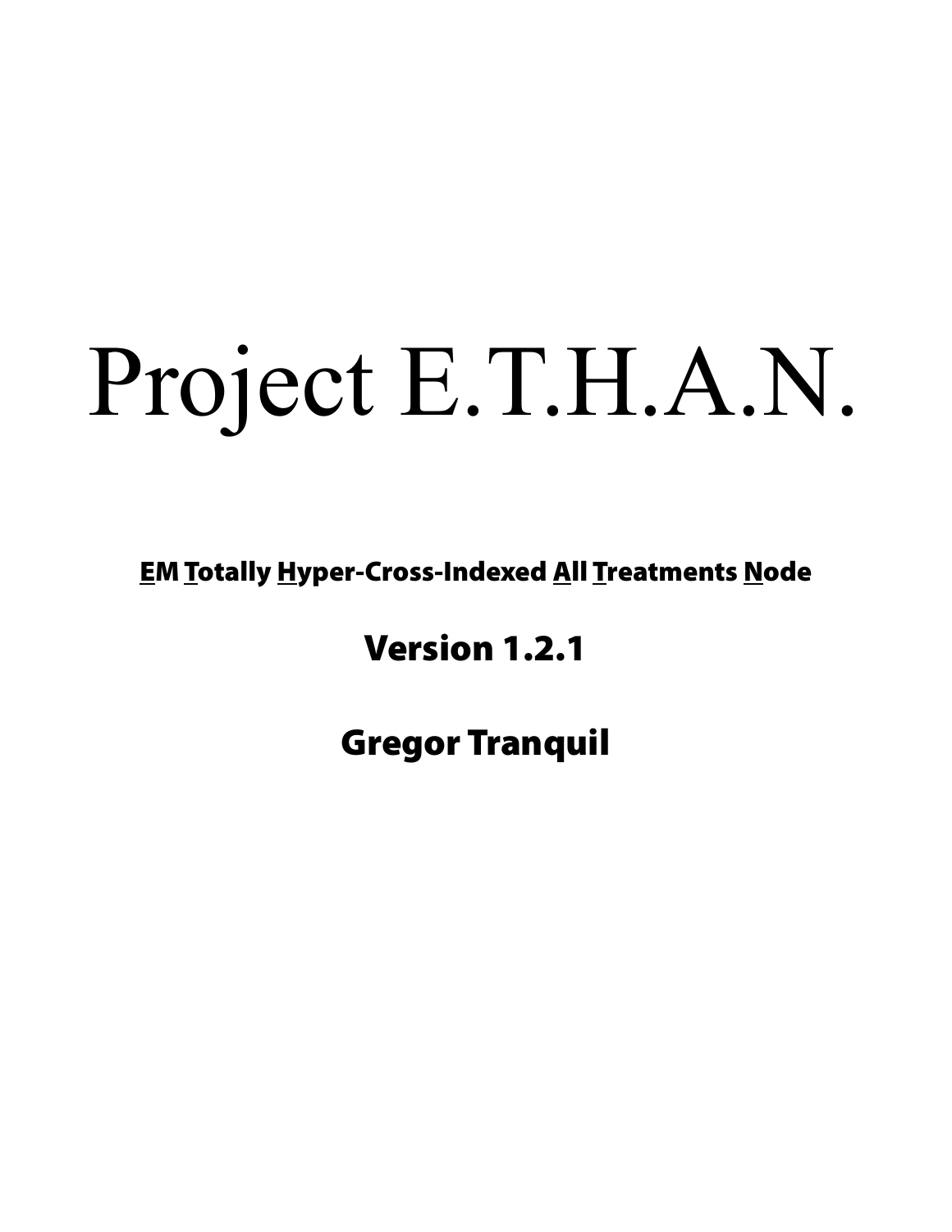# Project E.T.H.A.N.

**<u>E</u>M <u>T</u>otally <u>H</u>yper-Cross-Indexed <u>A</u>ll <u>T</u>reatments <u>N</u>ode**

**Version 1.2.1**

**Gregor Tranquil**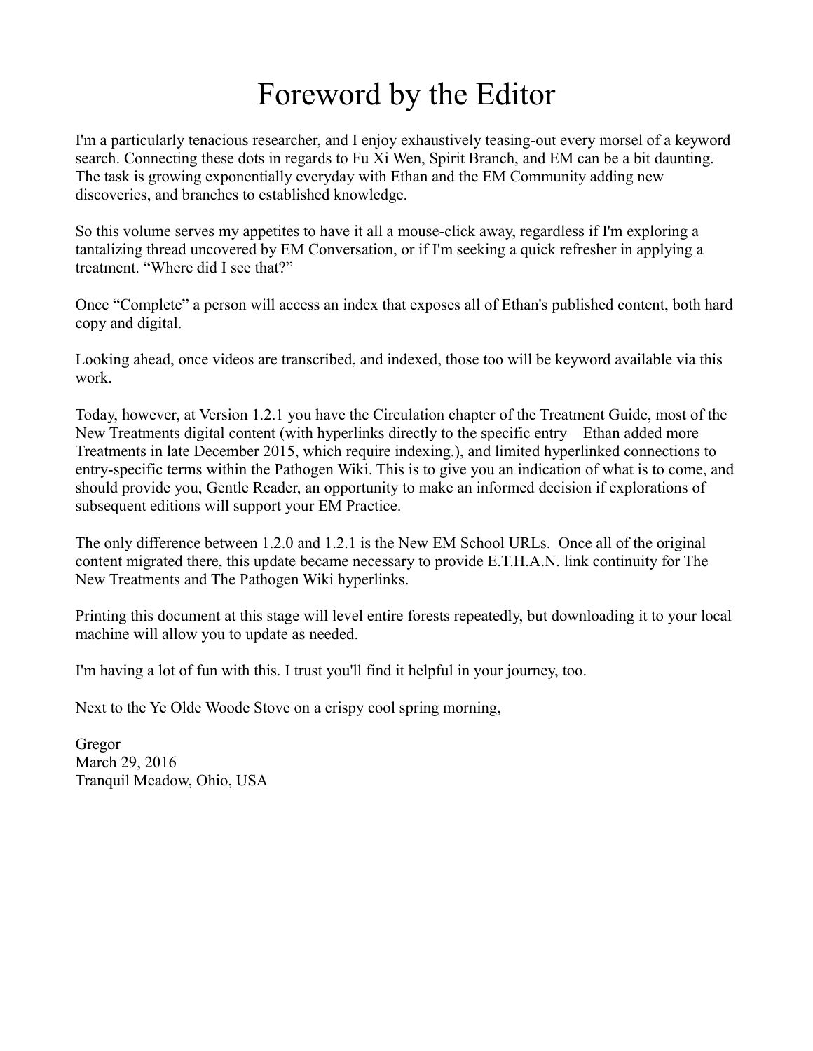# Foreword by the Editor

I'm a particularly tenacious researcher, and I enjoy exhaustively teasing-out every morsel of a keyword search. Connecting these dots in regards to Fu Xi Wen, Spirit Branch, and EM can be a bit daunting. The task is growing exponentially everyday with Ethan and the EM Community adding new discoveries, and branches to established knowledge.

So this volume serves my appetites to have it all a mouse-click away, regardless if I'm exploring a tantalizing thread uncovered by EM Conversation, or if I'm seeking a quick refresher in applying a treatment. "Where did I see that?"

Once "Complete" a person will access an index that exposes all of Ethan's published content, both hard copy and digital.

Looking ahead, once videos are transcribed, and indexed, those too will be keyword available via this work.

Today, however, at Version 1.2.1 you have the Circulation chapter of the Treatment Guide, most of the New Treatments digital content (with hyperlinks directly to the specific entry—Ethan added more Treatments in late December 2015, which require indexing.), and limited hyperlinked connections to entry-specific terms within the Pathogen Wiki. This is to give you an indication of what is to come, and should provide you, Gentle Reader, an opportunity to make an informed decision if explorations of subsequent editions will support your EM Practice.

The only difference between 1.2.0 and 1.2.1 is the New EM School URLs. Once all of the original content migrated there, this update became necessary to provide E.T.H.A.N. link continuity for The New Treatments and The Pathogen Wiki hyperlinks.

Printing this document at this stage will level entire forests repeatedly, but downloading it to your local machine will allow you to update as needed.

I'm having a lot of fun with this. I trust you'll find it helpful in your journey, too.

Next to the Ye Olde Woode Stove on a crispy cool spring morning,

Gregor
March 29, 2016
Tranquil Meadow, Ohio, USA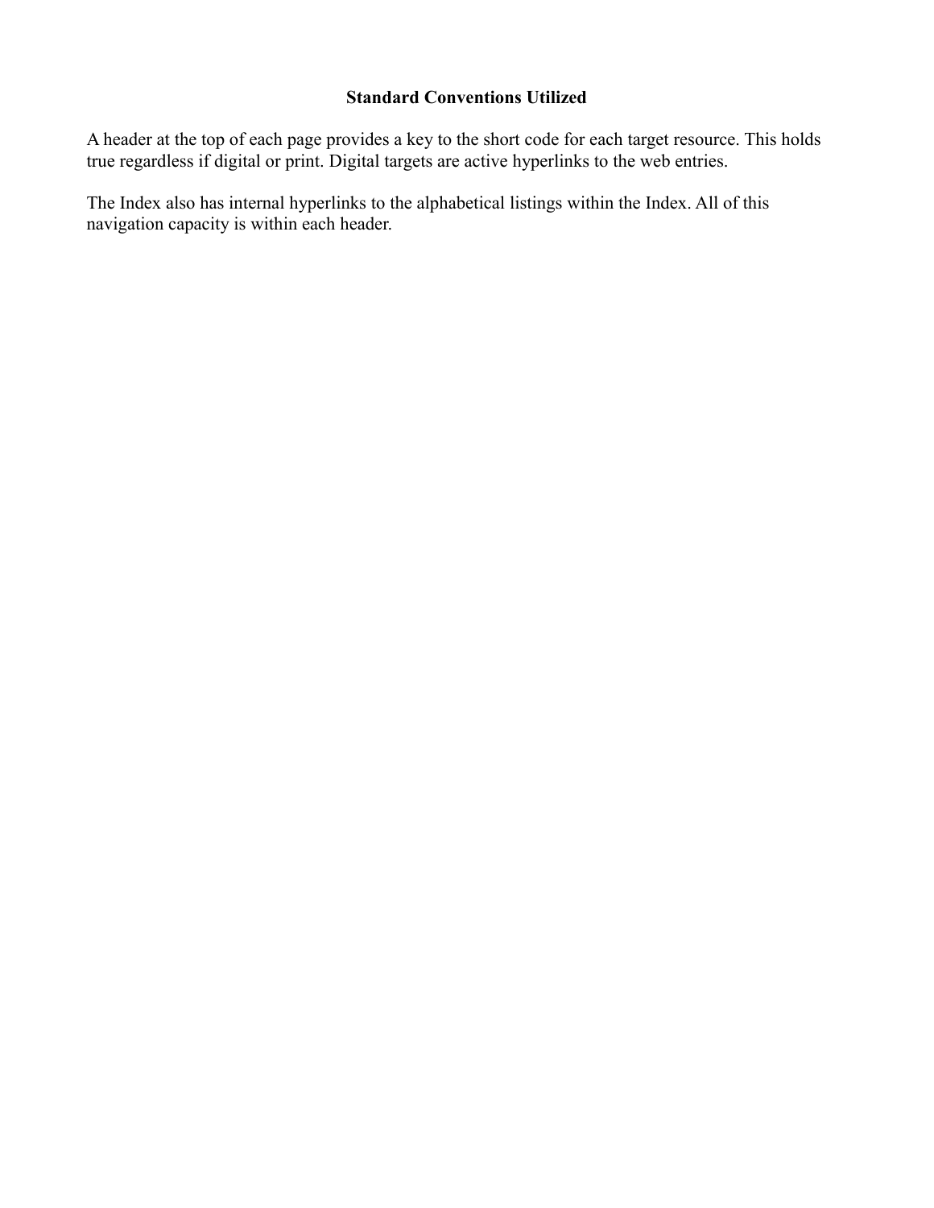## Standard Conventions Utilized

A header at the top of each page provides a key to the short code for each target resource. This holds true regardless if digital or print. Digital targets are active hyperlinks to the web entries.

The Index also has internal hyperlinks to the alphabetical listings within the Index. All of this navigation capacity is within each header.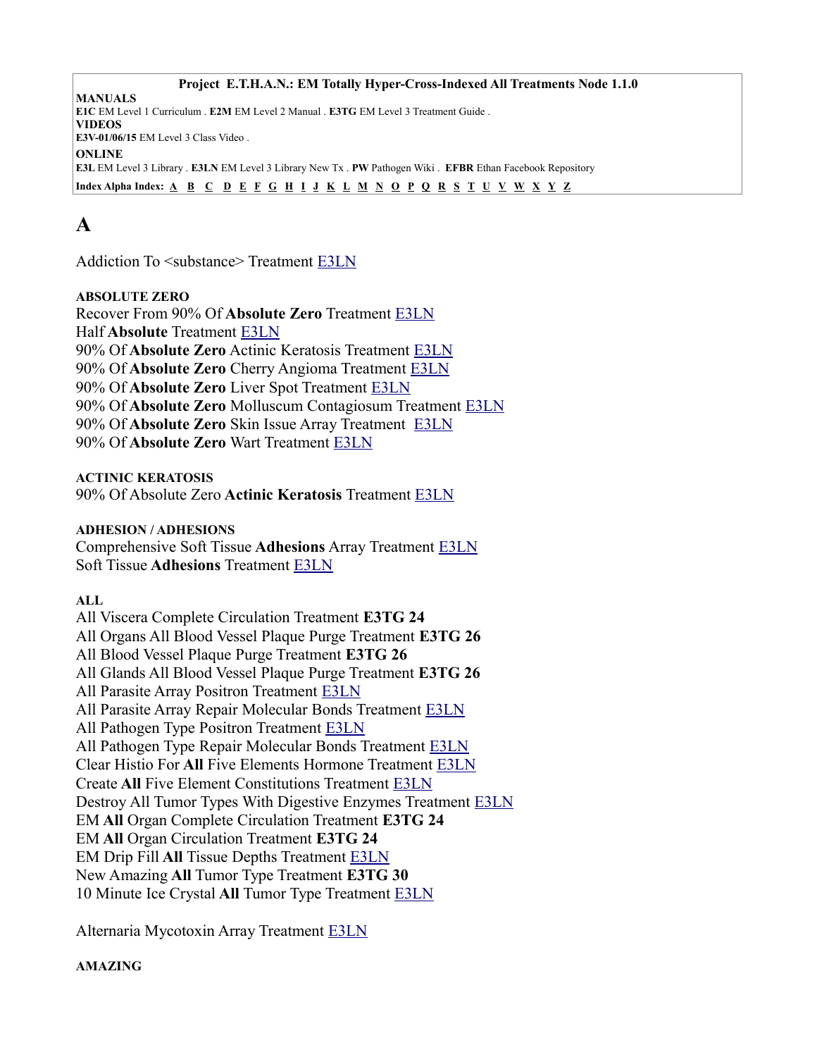**Project E.T.H.A.N.: EM Totally Hyper-Cross-Indexed All Treatments Node 1.1.0**

**MANUALS**
**E1C** EM Level 1 Curriculum . **E2M** EM Level 2 Manual . **E3TG** EM Level 3 Treatment Guide .
**VIDEOS**
**E3V-01/06/15** EM Level 3 Class Video .
**ONLINE**
**E3L** EM Level 3 Library . **E3LN** EM Level 3 Library New Tx . **PW** Pathogen Wiki . **EFBR** Ethan Facebook Repository

**Index Alpha Index:** A B C D E F G H I J K L M N O P Q R S T U V W X Y Z

# A

Addiction To <substance> Treatment E3LN

**ABSOLUTE ZERO**
Recover From 90% Of **Absolute Zero** Treatment E3LN
Half **Absolute** Treatment E3LN
90% Of **Absolute Zero** Actinic Keratosis Treatment E3LN
90% Of **Absolute Zero** Cherry Angioma Treatment E3LN
90% Of **Absolute Zero** Liver Spot Treatment E3LN
90% Of **Absolute Zero** Molluscum Contagiosum Treatment E3LN
90% Of **Absolute Zero** Skin Issue Array Treatment E3LN
90% Of **Absolute Zero** Wart Treatment E3LN

**ACTINIC KERATOSIS**
90% Of Absolute Zero **Actinic Keratosis** Treatment E3LN

**ADHESION / ADHESIONS**
Comprehensive Soft Tissue **Adhesions** Array Treatment E3LN
Soft Tissue **Adhesions** Treatment E3LN

**ALL**
All Viscera Complete Circulation Treatment **E3TG 24**
All Organs All Blood Vessel Plaque Purge Treatment **E3TG 26**
All Blood Vessel Plaque Purge Treatment **E3TG 26**
All Glands All Blood Vessel Plaque Purge Treatment **E3TG 26**
All Parasite Array Positron Treatment E3LN
All Parasite Array Repair Molecular Bonds Treatment E3LN
All Pathogen Type Positron Treatment E3LN
All Pathogen Type Repair Molecular Bonds Treatment E3LN
Clear Histio For **All** Five Elements Hormone Treatment E3LN
Create **All** Five Element Constitutions Treatment E3LN
Destroy All Tumor Types With Digestive Enzymes Treatment E3LN
EM **All** Organ Complete Circulation Treatment **E3TG 24**
EM **All** Organ Circulation Treatment **E3TG 24**
EM Drip Fill **All** Tissue Depths Treatment E3LN
New Amazing **All** Tumor Type Treatment **E3TG 30**
10 Minute Ice Crystal **All** Tumor Type Treatment E3LN

Alternaria Mycotoxin Array Treatment E3LN

**AMAZING**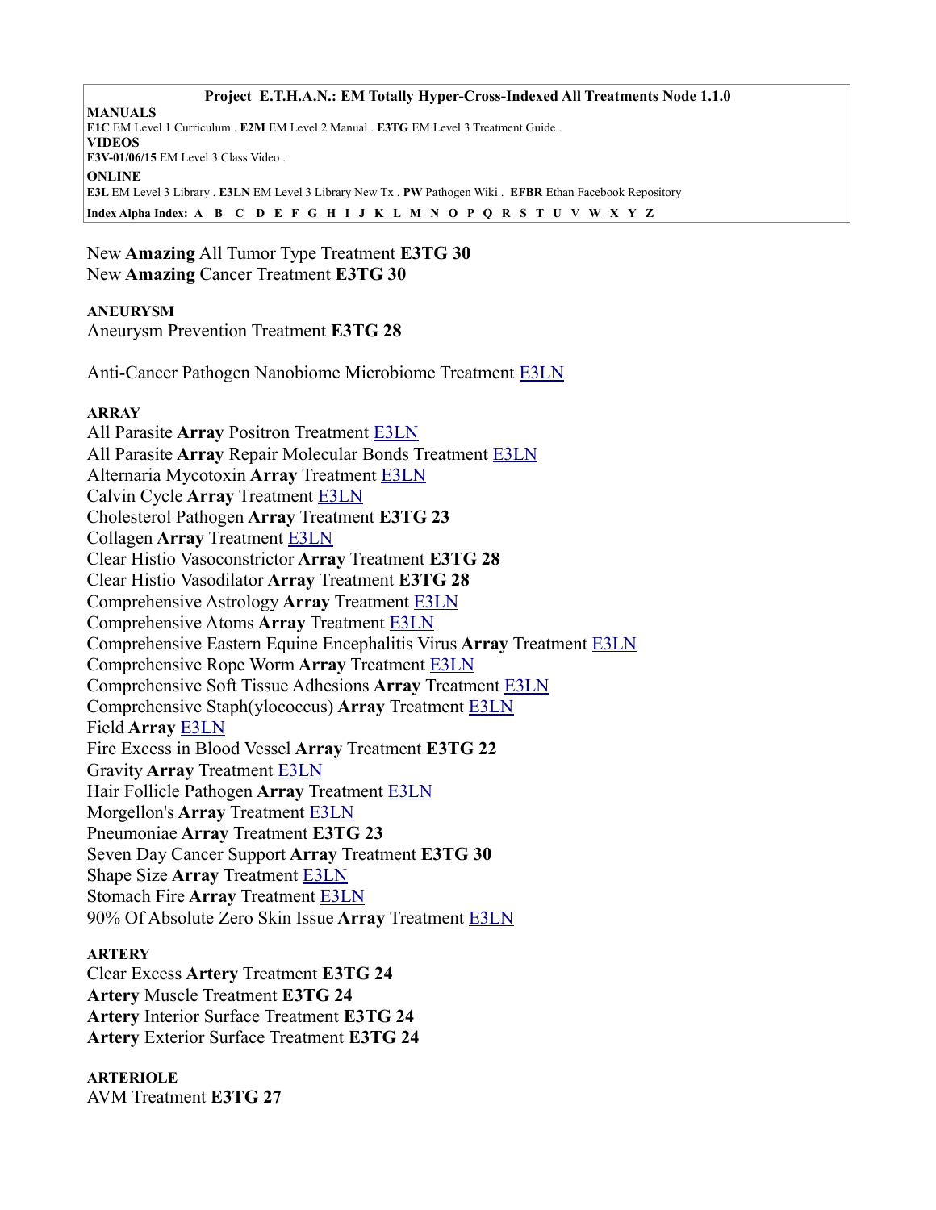**Project E.T.H.A.N.: EM Totally Hyper-Cross-Indexed All Treatments Node 1.1.0**

**MANUALS**
**E1C** EM Level 1 Curriculum . **E2M** EM Level 2 Manual . **E3TG** EM Level 3 Treatment Guide .
**VIDEOS**
**E3V-01/06/15** EM Level 3 Class Video .
**ONLINE**
**E3L** EM Level 3 Library . **E3LN** EM Level 3 Library New Tx . **PW** Pathogen Wiki . **EFBR** Ethan Facebook Repository
**Index Alpha Index:** A B C D E F G H I J K L M N O P Q R S T U V W X Y Z

New **Amazing** All Tumor Type Treatment **E3TG 30**
New **Amazing** Cancer Treatment **E3TG 30**

**ANEURYSM**
Aneurysm Prevention Treatment **E3TG 28**

Anti-Cancer Pathogen Nanobiome Microbiome Treatment E3LN

**ARRAY**
All Parasite **Array** Positron Treatment E3LN
All Parasite **Array** Repair Molecular Bonds Treatment E3LN
Alternaria Mycotoxin **Array** Treatment E3LN
Calvin Cycle **Array** Treatment E3LN
Cholesterol Pathogen **Array** Treatment **E3TG 23**
Collagen **Array** Treatment E3LN
Clear Histio Vasoconstrictor **Array** Treatment **E3TG 28**
Clear Histio Vasodilator **Array** Treatment **E3TG 28**
Comprehensive Astrology **Array** Treatment E3LN
Comprehensive Atoms **Array** Treatment E3LN
Comprehensive Eastern Equine Encephalitis Virus **Array** Treatment E3LN
Comprehensive Rope Worm **Array** Treatment E3LN
Comprehensive Soft Tissue Adhesions **Array** Treatment E3LN
Comprehensive Staph(ylococcus) **Array** Treatment E3LN
Field **Array** E3LN
Fire Excess in Blood Vessel **Array** Treatment **E3TG 22**
Gravity **Array** Treatment E3LN
Hair Follicle Pathogen **Array** Treatment E3LN
Morgellon's **Array** Treatment E3LN
Pneumoniae **Array** Treatment **E3TG 23**
Seven Day Cancer Support **Array** Treatment **E3TG 30**
Shape Size **Array** Treatment E3LN
Stomach Fire **Array** Treatment E3LN
90% Of Absolute Zero Skin Issue **Array** Treatment E3LN

**ARTERY**
Clear Excess **Artery** Treatment **E3TG 24**
**Artery** Muscle Treatment **E3TG 24**
**Artery** Interior Surface Treatment **E3TG 24**
**Artery** Exterior Surface Treatment **E3TG 24**

**ARTERIOLE**
AVM Treatment **E3TG 27**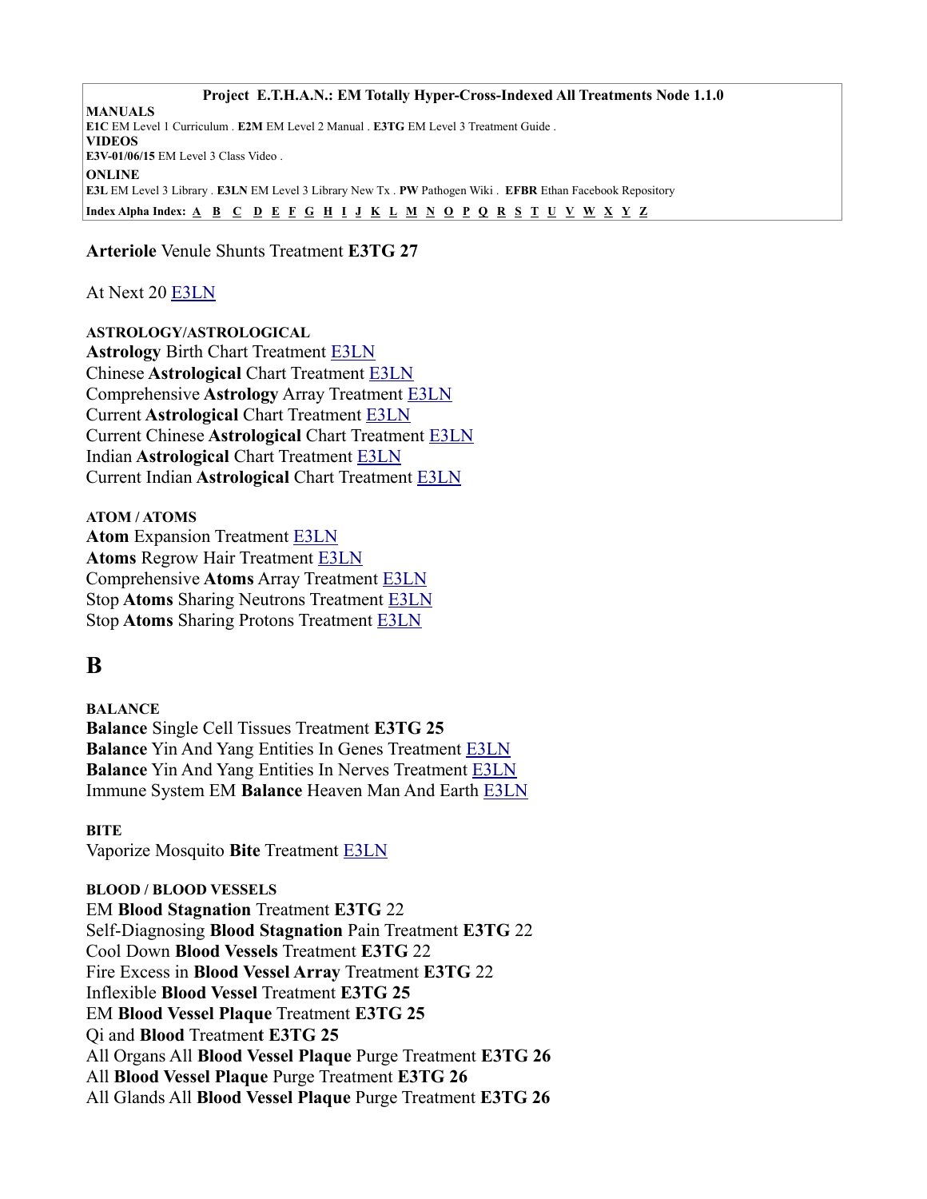**Project E.T.H.A.N.: EM Totally Hyper-Cross-Indexed All Treatments Node 1.1.0**

**MANUALS**
**E1C** EM Level 1 Curriculum . **E2M** EM Level 2 Manual . **E3TG** EM Level 3 Treatment Guide .
**VIDEOS**
**E3V-01/06/15** EM Level 3 Class Video .
**ONLINE**
**E3L** EM Level 3 Library . **E3LN** EM Level 3 Library New Tx . **PW** Pathogen Wiki . **EFBR** Ethan Facebook Repository

**Index Alpha Index:** A B C D E F G H I J K L M N O P Q R S T U V W X Y Z

**Arteriole** Venule Shunts Treatment **E3TG 27**

At Next 20 E3LN

**ASTROLOGY/ASTROLOGICAL**
**Astrology** Birth Chart Treatment E3LN
Chinese **Astrological** Chart Treatment E3LN
Comprehensive **Astrology** Array Treatment E3LN
Current **Astrological** Chart Treatment E3LN
Current Chinese **Astrological** Chart Treatment E3LN
Indian **Astrological** Chart Treatment E3LN
Current Indian **Astrological** Chart Treatment E3LN

**ATOM / ATOMS**
**Atom** Expansion Treatment E3LN
**Atoms** Regrow Hair Treatment E3LN
Comprehensive **Atoms** Array Treatment E3LN
Stop **Atoms** Sharing Neutrons Treatment E3LN
Stop **Atoms** Sharing Protons Treatment E3LN

# B

**BALANCE**
**Balance** Single Cell Tissues Treatment **E3TG 25**
**Balance** Yin And Yang Entities In Genes Treatment E3LN
**Balance** Yin And Yang Entities In Nerves Treatment E3LN
Immune System EM **Balance** Heaven Man And Earth E3LN

**BITE**
Vaporize Mosquito **Bite** Treatment E3LN

**BLOOD / BLOOD VESSELS**
EM **Blood Stagnation** Treatment **E3TG** 22
Self-Diagnosing **Blood Stagnation** Pain Treatment **E3TG** 22
Cool Down **Blood Vessels** Treatment **E3TG** 22
Fire Excess in **Blood Vessel Array** Treatment **E3TG** 22
Inflexible **Blood Vessel** Treatment **E3TG 25**
EM **Blood Vessel Plaque** Treatment **E3TG 25**
Qi and **Blood** Treatment **E3TG 25**
All Organs All **Blood Vessel Plaque** Purge Treatment **E3TG 26**
All **Blood Vessel Plaque** Purge Treatment **E3TG 26**
All Glands All **Blood Vessel Plaque** Purge Treatment **E3TG 26**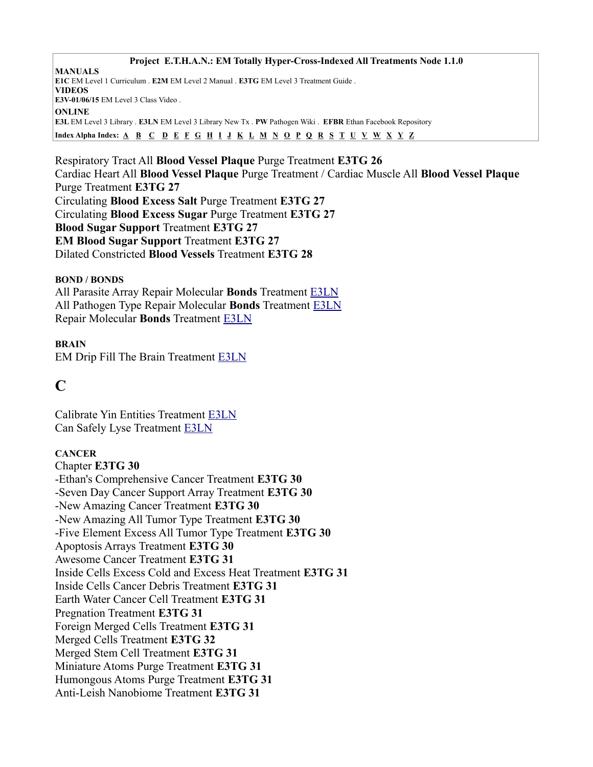**Project E.T.H.A.N.: EM Totally Hyper-Cross-Indexed All Treatments Node 1.1.0**

**MANUALS**
**E1C** EM Level 1 Curriculum . **E2M** EM Level 2 Manual . **E3TG** EM Level 3 Treatment Guide .
**VIDEOS**
**E3V-01/06/15** EM Level 3 Class Video .
**ONLINE**
**E3L** EM Level 3 Library . **E3LN** EM Level 3 Library New Tx . **PW** Pathogen Wiki . **EFBR** Ethan Facebook Repository
**Index Alpha Index:** A B C D E F G H I J K L M N O P Q R S T U V W X Y Z

Respiratory Tract All **Blood Vessel Plaque** Purge Treatment **E3TG 26**
Cardiac Heart All **Blood Vessel Plaque** Purge Treatment / Cardiac Muscle All **Blood Vessel Plaque** Purge Treatment **E3TG 27**
Circulating **Blood Excess Salt** Purge Treatment **E3TG 27**
Circulating **Blood Excess Sugar** Purge Treatment **E3TG 27**
**Blood Sugar Support** Treatment **E3TG 27**
**EM Blood Sugar Support** Treatment **E3TG 27**
Dilated Constricted **Blood Vessels** Treatment **E3TG 28**

**BOND / BONDS**
All Parasite Array Repair Molecular **Bonds** Treatment E3LN
All Pathogen Type Repair Molecular **Bonds** Treatment E3LN
Repair Molecular **Bonds** Treatment E3LN

**BRAIN**
EM Drip Fill The Brain Treatment E3LN

# C

Calibrate Yin Entities Treatment E3LN
Can Safely Lyse Treatment E3LN

**CANCER**
Chapter **E3TG 30**
-Ethan's Comprehensive Cancer Treatment **E3TG 30**
-Seven Day Cancer Support Array Treatment **E3TG 30**
-New Amazing Cancer Treatment **E3TG 30**
-New Amazing All Tumor Type Treatment **E3TG 30**
-Five Element Excess All Tumor Type Treatment **E3TG 30**
Apoptosis Arrays Treatment **E3TG 30**
Awesome Cancer Treatment **E3TG 31**
Inside Cells Excess Cold and Excess Heat Treatment **E3TG 31**
Inside Cells Cancer Debris Treatment **E3TG 31**
Earth Water Cancer Cell Treatment **E3TG 31**
Pregnation Treatment **E3TG 31**
Foreign Merged Cells Treatment **E3TG 31**
Merged Cells Treatment **E3TG 32**
Merged Stem Cell Treatment **E3TG 31**
Miniature Atoms Purge Treatment **E3TG 31**
Humongous Atoms Purge Treatment **E3TG 31**
Anti-Leish Nanobiome Treatment **E3TG 31**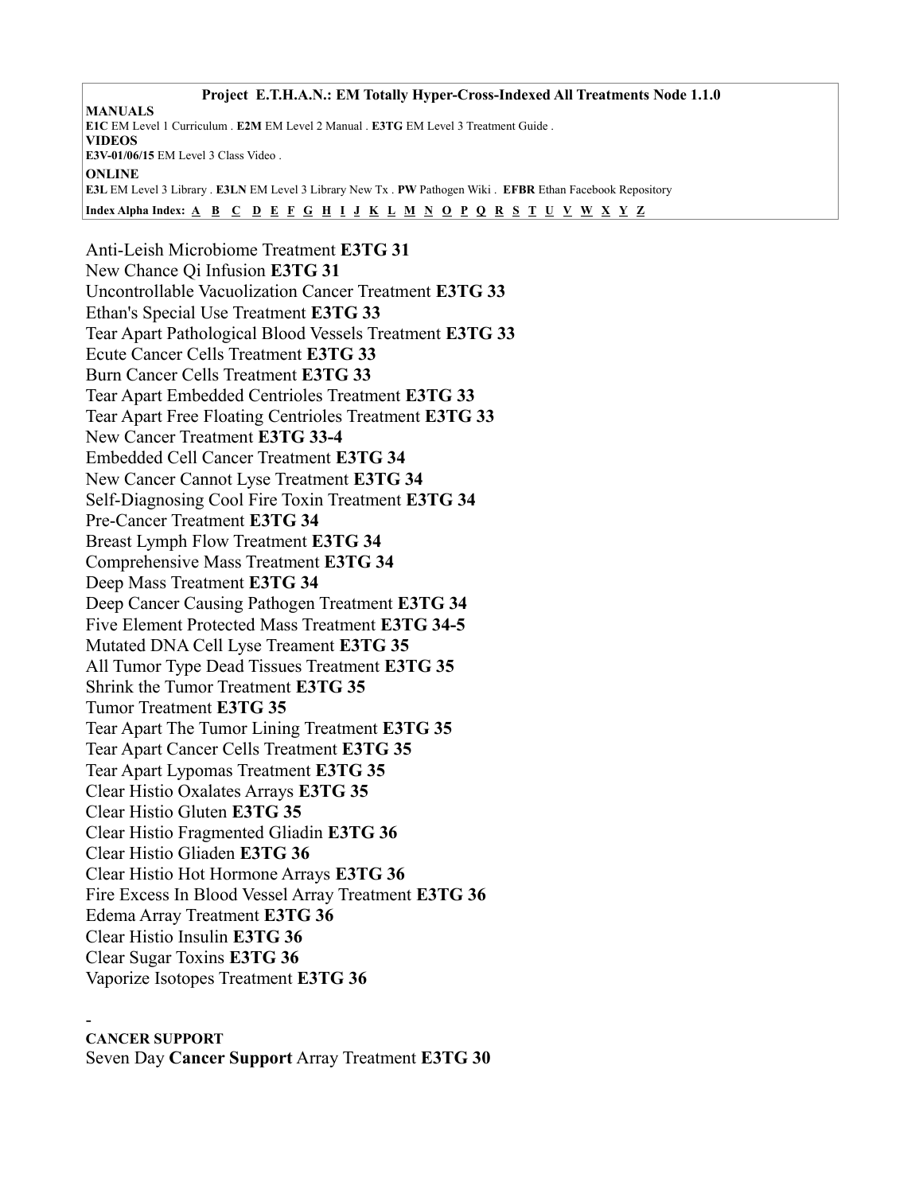**Project E.T.H.A.N.: EM Totally Hyper-Cross-Indexed All Treatments Node 1.1.0**

**MANUALS**
**E1C** EM Level 1 Curriculum . **E2M** EM Level 2 Manual . **E3TG** EM Level 3 Treatment Guide .
**VIDEOS**
**E3V-01/06/15** EM Level 3 Class Video .
**ONLINE**
**E3L** EM Level 3 Library . **E3LN** EM Level 3 Library New Tx . **PW** Pathogen Wiki . **EFBR** Ethan Facebook Repository
**Index Alpha Index:** A B C D E F G H I J K L M N O P Q R S T U V W X Y Z

Anti-Leish Microbiome Treatment **E3TG 31**
New Chance Qi Infusion **E3TG 31**
Uncontrollable Vacuolization Cancer Treatment **E3TG 33**
Ethan's Special Use Treatment **E3TG 33**
Tear Apart Pathological Blood Vessels Treatment **E3TG 33**
Ecute Cancer Cells Treatment **E3TG 33**
Burn Cancer Cells Treatment **E3TG 33**
Tear Apart Embedded Centrioles Treatment **E3TG 33**
Tear Apart Free Floating Centrioles Treatment **E3TG 33**
New Cancer Treatment **E3TG 33-4**
Embedded Cell Cancer Treatment **E3TG 34**
New Cancer Cannot Lyse Treatment **E3TG 34**
Self-Diagnosing Cool Fire Toxin Treatment **E3TG 34**
Pre-Cancer Treatment **E3TG 34**
Breast Lymph Flow Treatment **E3TG 34**
Comprehensive Mass Treatment **E3TG 34**
Deep Mass Treatment **E3TG 34**
Deep Cancer Causing Pathogen Treatment **E3TG 34**
Five Element Protected Mass Treatment **E3TG 34-5**
Mutated DNA Cell Lyse Treament **E3TG 35**
All Tumor Type Dead Tissues Treatment **E3TG 35**
Shrink the Tumor Treatment **E3TG 35**
Tumor Treatment **E3TG 35**
Tear Apart The Tumor Lining Treatment **E3TG 35**
Tear Apart Cancer Cells Treatment **E3TG 35**
Tear Apart Lypomas Treatment **E3TG 35**
Clear Histio Oxalates Arrays **E3TG 35**
Clear Histio Gluten **E3TG 35**
Clear Histio Fragmented Gliadin **E3TG 36**
Clear Histio Gliaden **E3TG 36**
Clear Histio Hot Hormone Arrays **E3TG 36**
Fire Excess In Blood Vessel Array Treatment **E3TG 36**
Edema Array Treatment **E3TG 36**
Clear Histio Insulin **E3TG 36**
Clear Sugar Toxins **E3TG 36**
Vaporize Isotopes Treatment **E3TG 36**

-
**CANCER SUPPORT**
Seven Day **Cancer Support** Array Treatment **E3TG 30**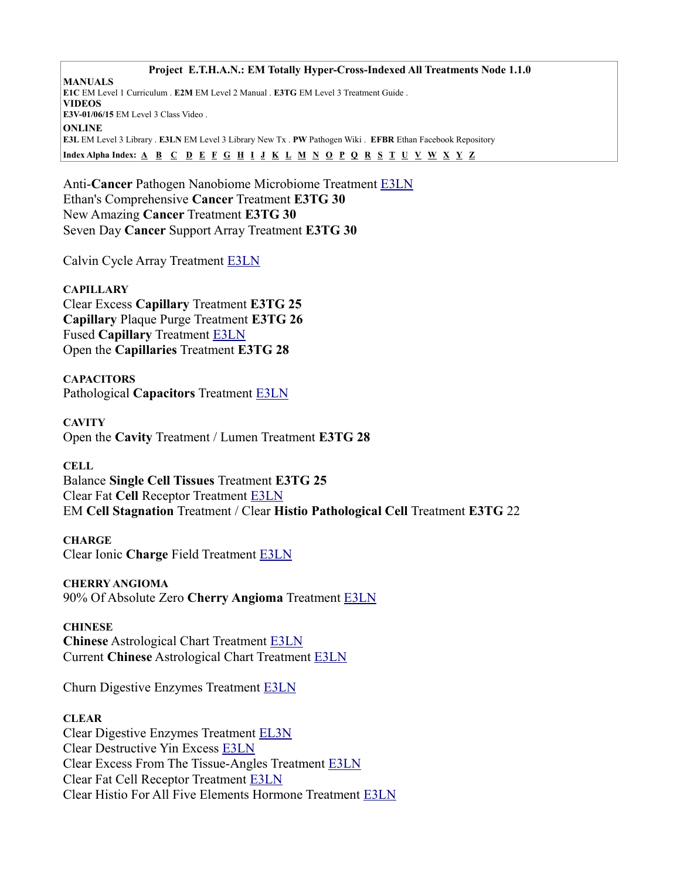**Project E.T.H.A.N.: EM Totally Hyper-Cross-Indexed All Treatments Node 1.1.0**

**MANUALS**
**E1C** EM Level 1 Curriculum . **E2M** EM Level 2 Manual . **E3TG** EM Level 3 Treatment Guide .
**VIDEOS**
**E3V-01/06/15** EM Level 3 Class Video .
**ONLINE**
**E3L** EM Level 3 Library . **E3LN** EM Level 3 Library New Tx . **PW** Pathogen Wiki . **EFBR** Ethan Facebook Repository
**Index Alpha Index:** A B C D E F G H I J K L M N O P Q R S T U V W X Y Z

Anti-**Cancer** Pathogen Nanobiome Microbiome Treatment E3LN
Ethan's Comprehensive **Cancer** Treatment **E3TG 30**
New Amazing **Cancer** Treatment **E3TG 30**
Seven Day **Cancer** Support Array Treatment **E3TG 30**

Calvin Cycle Array Treatment E3LN

**CAPILLARY**
Clear Excess **Capillary** Treatment **E3TG 25**
**Capillary** Plaque Purge Treatment **E3TG 26**
Fused **Capillary** Treatment E3LN
Open the **Capillaries** Treatment **E3TG 28**

**CAPACITORS**
Pathological **Capacitors** Treatment E3LN

**CAVITY**
Open the **Cavity** Treatment / Lumen Treatment **E3TG 28**

**CELL**
Balance **Single Cell Tissues** Treatment **E3TG 25**
Clear Fat **Cell** Receptor Treatment E3LN
EM **Cell Stagnation** Treatment / Clear **Histio Pathological Cell** Treatment **E3TG** 22

**CHARGE**
Clear Ionic **Charge** Field Treatment E3LN

**CHERRY ANGIOMA**
90% Of Absolute Zero **Cherry Angioma** Treatment E3LN

**CHINESE**
**Chinese** Astrological Chart Treatment E3LN
Current **Chinese** Astrological Chart Treatment E3LN

Churn Digestive Enzymes Treatment E3LN

**CLEAR**
Clear Digestive Enzymes Treatment EL3N
Clear Destructive Yin Excess E3LN
Clear Excess From The Tissue-Angles Treatment E3LN
Clear Fat Cell Receptor Treatment E3LN
Clear Histio For All Five Elements Hormone Treatment E3LN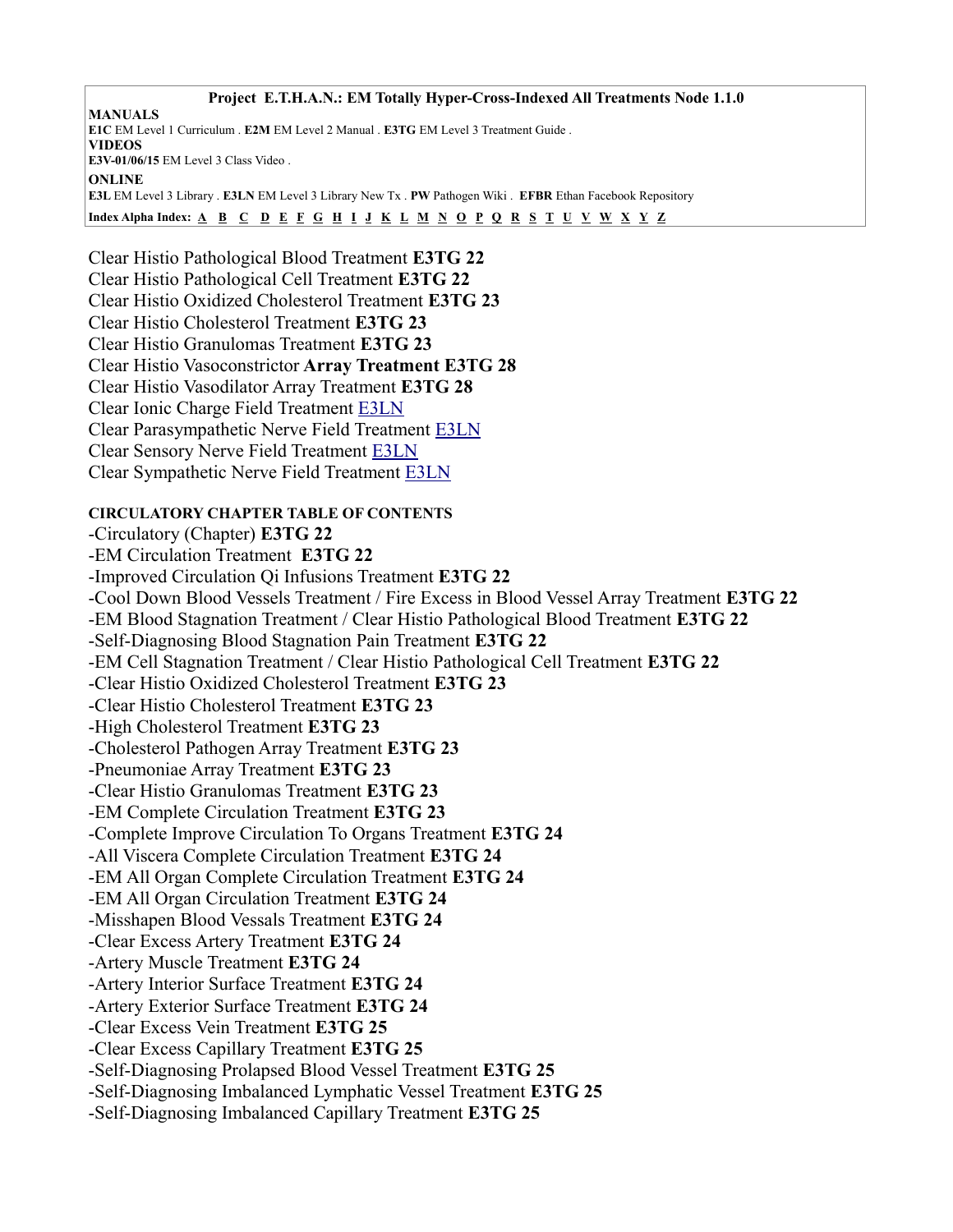**Project E.T.H.A.N.: EM Totally Hyper-Cross-Indexed All Treatments Node 1.1.0**

**MANUALS**
**E1C** EM Level 1 Curriculum . **E2M** EM Level 2 Manual . **E3TG** EM Level 3 Treatment Guide .
**VIDEOS**
**E3V-01/06/15** EM Level 3 Class Video .
**ONLINE**
**E3L** EM Level 3 Library . **E3LN** EM Level 3 Library New Tx . **PW** Pathogen Wiki . **EFBR** Ethan Facebook Repository

**Index Alpha Index:** A B C D E F G H I J K L M N O P Q R S T U V W X Y Z

Clear Histio Pathological Blood Treatment **E3TG 22**
Clear Histio Pathological Cell Treatment **E3TG 22**
Clear Histio Oxidized Cholesterol Treatment **E3TG 23**
Clear Histio Cholesterol Treatment **E3TG 23**
Clear Histio Granulomas Treatment **E3TG 23**
Clear Histio Vasoconstrictor **Array Treatment E3TG 28**
Clear Histio Vasodilator Array Treatment **E3TG 28**
Clear Ionic Charge Field Treatment E3LN
Clear Parasympathetic Nerve Field Treatment E3LN
Clear Sensory Nerve Field Treatment E3LN
Clear Sympathetic Nerve Field Treatment E3LN

**CIRCULATORY CHAPTER TABLE OF CONTENTS**

-Circulatory (Chapter) **E3TG 22**
-EM Circulation Treatment **E3TG 22**
-Improved Circulation Qi Infusions Treatment **E3TG 22**
-Cool Down Blood Vessels Treatment / Fire Excess in Blood Vessel Array Treatment **E3TG 22**
-EM Blood Stagnation Treatment / Clear Histio Pathological Blood Treatment **E3TG 22**
-Self-Diagnosing Blood Stagnation Pain Treatment **E3TG 22**
-EM Cell Stagnation Treatment / Clear Histio Pathological Cell Treatment **E3TG 22**
-Clear Histio Oxidized Cholesterol Treatment **E3TG 23**
-Clear Histio Cholesterol Treatment **E3TG 23**
-High Cholesterol Treatment **E3TG 23**
-Cholesterol Pathogen Array Treatment **E3TG 23**
-Pneumoniae Array Treatment **E3TG 23**
-Clear Histio Granulomas Treatment **E3TG 23**
-EM Complete Circulation Treatment **E3TG 23**
-Complete Improve Circulation To Organs Treatment **E3TG 24**
-All Viscera Complete Circulation Treatment **E3TG 24**
-EM All Organ Complete Circulation Treatment **E3TG 24**
-EM All Organ Circulation Treatment **E3TG 24**
-Misshapen Blood Vessals Treatment **E3TG 24**
-Clear Excess Artery Treatment **E3TG 24**
-Artery Muscle Treatment **E3TG 24**
-Artery Interior Surface Treatment **E3TG 24**
-Artery Exterior Surface Treatment **E3TG 24**
-Clear Excess Vein Treatment **E3TG 25**
-Clear Excess Capillary Treatment **E3TG 25**
-Self-Diagnosing Prolapsed Blood Vessel Treatment **E3TG 25**
-Self-Diagnosing Imbalanced Lymphatic Vessel Treatment **E3TG 25**
-Self-Diagnosing Imbalanced Capillary Treatment **E3TG 25**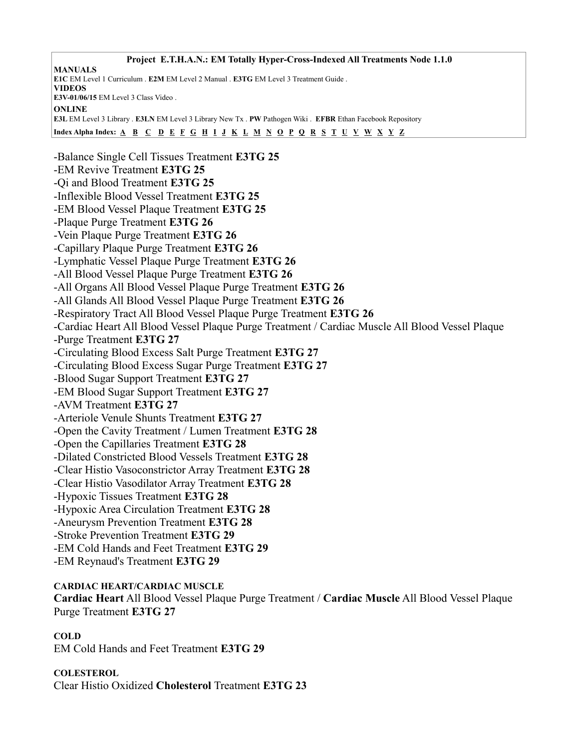**Project E.T.H.A.N.: EM Totally Hyper-Cross-Indexed All Treatments Node 1.1.0**

**MANUALS**
**E1C** EM Level 1 Curriculum . **E2M** EM Level 2 Manual . **E3TG** EM Level 3 Treatment Guide .
**VIDEOS**
**E3V-01/06/15** EM Level 3 Class Video .
**ONLINE**
**E3L** EM Level 3 Library . **E3LN** EM Level 3 Library New Tx . **PW** Pathogen Wiki . **EFBR** Ethan Facebook Repository

**Index Alpha Index:** A B C D E F G H I J K L M N O P Q R S T U V W X Y Z

-Balance Single Cell Tissues Treatment **E3TG 25**
-EM Revive Treatment **E3TG 25**
-Qi and Blood Treatment **E3TG 25**
-Inflexible Blood Vessel Treatment **E3TG 25**
-EM Blood Vessel Plaque Treatment **E3TG 25**
-Plaque Purge Treatment **E3TG 26**
-Vein Plaque Purge Treatment **E3TG 26**
-Capillary Plaque Purge Treatment **E3TG 26**
-Lymphatic Vessel Plaque Purge Treatment **E3TG 26**
-All Blood Vessel Plaque Purge Treatment **E3TG 26**
-All Organs All Blood Vessel Plaque Purge Treatment **E3TG 26**
-All Glands All Blood Vessel Plaque Purge Treatment **E3TG 26**
-Respiratory Tract All Blood Vessel Plaque Purge Treatment **E3TG 26**
-Cardiac Heart All Blood Vessel Plaque Purge Treatment / Cardiac Muscle All Blood Vessel Plaque
-Purge Treatment **E3TG 27**
-Circulating Blood Excess Salt Purge Treatment **E3TG 27**
-Circulating Blood Excess Sugar Purge Treatment **E3TG 27**
-Blood Sugar Support Treatment **E3TG 27**
-EM Blood Sugar Support Treatment **E3TG 27**
-AVM Treatment **E3TG 27**
-Arteriole Venule Shunts Treatment **E3TG 27**
-Open the Cavity Treatment / Lumen Treatment **E3TG 28**
-Open the Capillaries Treatment **E3TG 28**
-Dilated Constricted Blood Vessels Treatment **E3TG 28**
-Clear Histio Vasoconstrictor Array Treatment **E3TG 28**
-Clear Histio Vasodilator Array Treatment **E3TG 28**
-Hypoxic Tissues Treatment **E3TG 28**
-Hypoxic Area Circulation Treatment **E3TG 28**
-Aneurysm Prevention Treatment **E3TG 28**
-Stroke Prevention Treatment **E3TG 29**
-EM Cold Hands and Feet Treatment **E3TG 29**
-EM Reynaud's Treatment **E3TG 29**

**CARDIAC HEART/CARDIAC MUSCLE**
**Cardiac Heart** All Blood Vessel Plaque Purge Treatment / **Cardiac Muscle** All Blood Vessel Plaque Purge Treatment **E3TG 27**

**COLD**
EM Cold Hands and Feet Treatment **E3TG 29**

**COLESTEROL**
Clear Histio Oxidized **Cholesterol** Treatment **E3TG 23**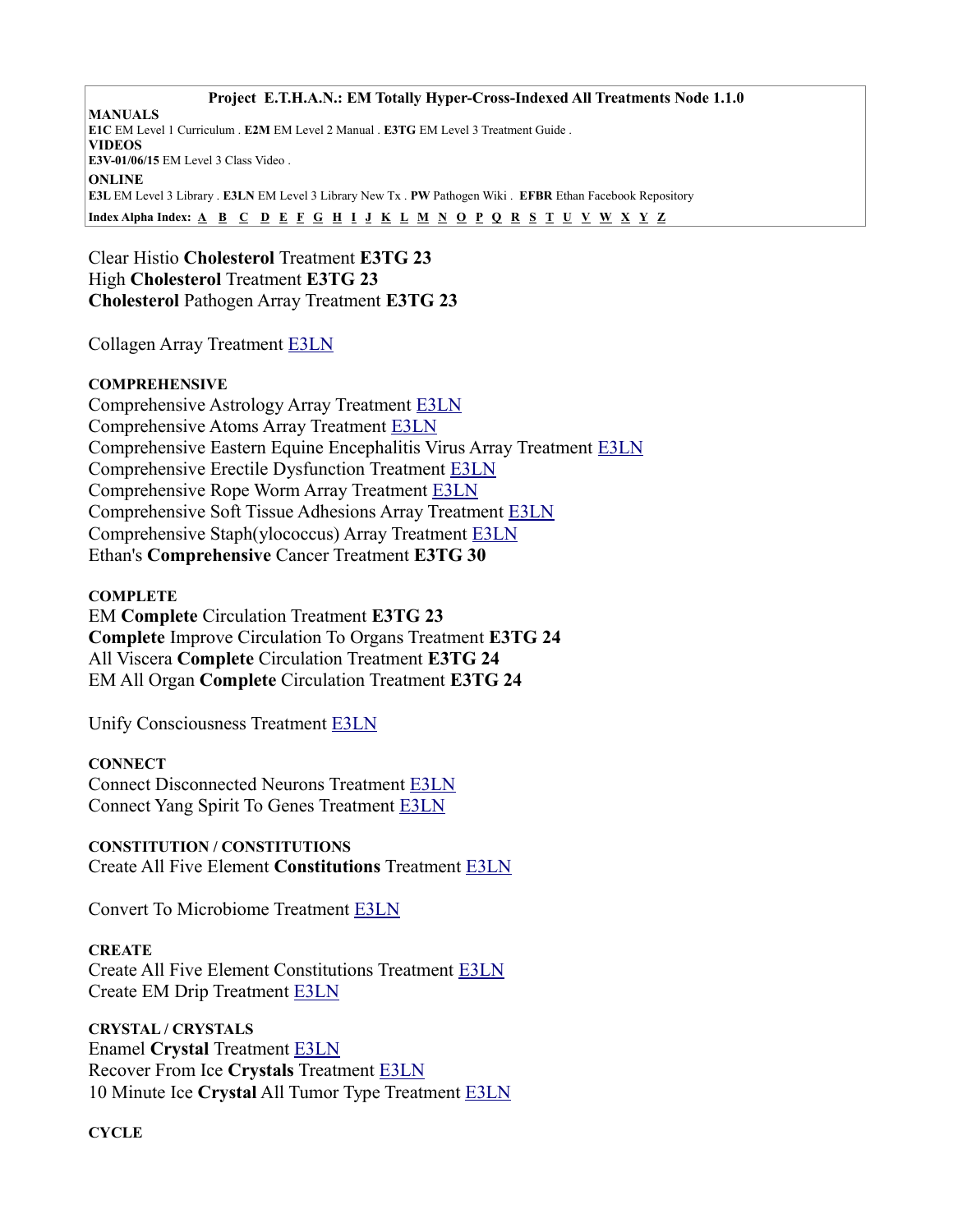**Project E.T.H.A.N.: EM Totally Hyper-Cross-Indexed All Treatments Node 1.1.0**

**MANUALS**
**E1C** EM Level 1 Curriculum . **E2M** EM Level 2 Manual . **E3TG** EM Level 3 Treatment Guide .
**VIDEOS**
**E3V-01/06/15** EM Level 3 Class Video .
**ONLINE**
**E3L** EM Level 3 Library . **E3LN** EM Level 3 Library New Tx . **PW** Pathogen Wiki . **EFBR** Ethan Facebook Repository
**Index Alpha Index:** A B C D E F G H I J K L M N O P Q R S T U V W X Y Z

Clear Histio **Cholesterol** Treatment **E3TG 23**
High **Cholesterol** Treatment **E3TG 23**
**Cholesterol** Pathogen Array Treatment **E3TG 23**

Collagen Array Treatment E3LN

**COMPREHENSIVE**
Comprehensive Astrology Array Treatment E3LN
Comprehensive Atoms Array Treatment E3LN
Comprehensive Eastern Equine Encephalitis Virus Array Treatment E3LN
Comprehensive Erectile Dysfunction Treatment E3LN
Comprehensive Rope Worm Array Treatment E3LN
Comprehensive Soft Tissue Adhesions Array Treatment E3LN
Comprehensive Staph(ylococcus) Array Treatment E3LN
Ethan's **Comprehensive** Cancer Treatment **E3TG 30**

**COMPLETE**
EM **Complete** Circulation Treatment **E3TG 23**
**Complete** Improve Circulation To Organs Treatment **E3TG 24**
All Viscera **Complete** Circulation Treatment **E3TG 24**
EM All Organ **Complete** Circulation Treatment **E3TG 24**

Unify Consciousness Treatment E3LN

**CONNECT**
Connect Disconnected Neurons Treatment E3LN
Connect Yang Spirit To Genes Treatment E3LN

**CONSTITUTION / CONSTITUTIONS**
Create All Five Element **Constitutions** Treatment E3LN

Convert To Microbiome Treatment E3LN

**CREATE**
Create All Five Element Constitutions Treatment E3LN
Create EM Drip Treatment E3LN

**CRYSTAL / CRYSTALS**
Enamel **Crystal** Treatment E3LN
Recover From Ice **Crystals** Treatment E3LN
10 Minute Ice **Crystal** All Tumor Type Treatment E3LN

**CYCLE**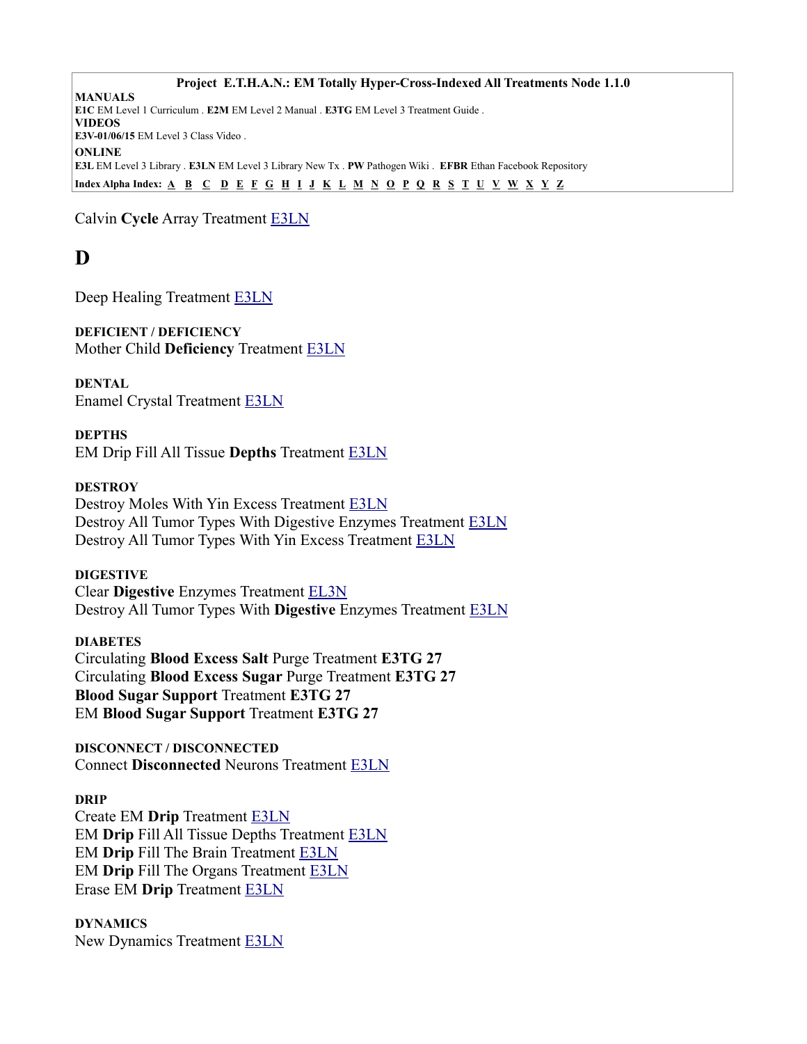**Project E.T.H.A.N.: EM Totally Hyper-Cross-Indexed All Treatments Node 1.1.0**

**MANUALS**
**E1C** EM Level 1 Curriculum . **E2M** EM Level 2 Manual . **E3TG** EM Level 3 Treatment Guide .
**VIDEOS**
**E3V-01/06/15** EM Level 3 Class Video .
**ONLINE**
**E3L** EM Level 3 Library . **E3LN** EM Level 3 Library New Tx . **PW** Pathogen Wiki . **EFBR** Ethan Facebook Repository
**Index Alpha Index:** A B C D E F G H I J K L M N O P Q R S T U V W X Y Z

Calvin **Cycle** Array Treatment E3LN

# D

Deep Healing Treatment E3LN

**DEFICIENT / DEFICIENCY**
Mother Child **Deficiency** Treatment E3LN

**DENTAL**
Enamel Crystal Treatment E3LN

**DEPTHS**
EM Drip Fill All Tissue **Depths** Treatment E3LN

**DESTROY**
Destroy Moles With Yin Excess Treatment E3LN
Destroy All Tumor Types With Digestive Enzymes Treatment E3LN
Destroy All Tumor Types With Yin Excess Treatment E3LN

**DIGESTIVE**
Clear **Digestive** Enzymes Treatment EL3N
Destroy All Tumor Types With **Digestive** Enzymes Treatment E3LN

**DIABETES**
Circulating **Blood Excess Salt** Purge Treatment **E3TG 27**
Circulating **Blood Excess Sugar** Purge Treatment **E3TG 27**
**Blood Sugar Support** Treatment **E3TG 27**
EM **Blood Sugar Support** Treatment **E3TG 27**

**DISCONNECT / DISCONNECTED**
Connect **Disconnected** Neurons Treatment E3LN

**DRIP**
Create EM **Drip** Treatment E3LN
EM **Drip** Fill All Tissue Depths Treatment E3LN
EM **Drip** Fill The Brain Treatment E3LN
EM **Drip** Fill The Organs Treatment E3LN
Erase EM **Drip** Treatment E3LN

**DYNAMICS**
New Dynamics Treatment E3LN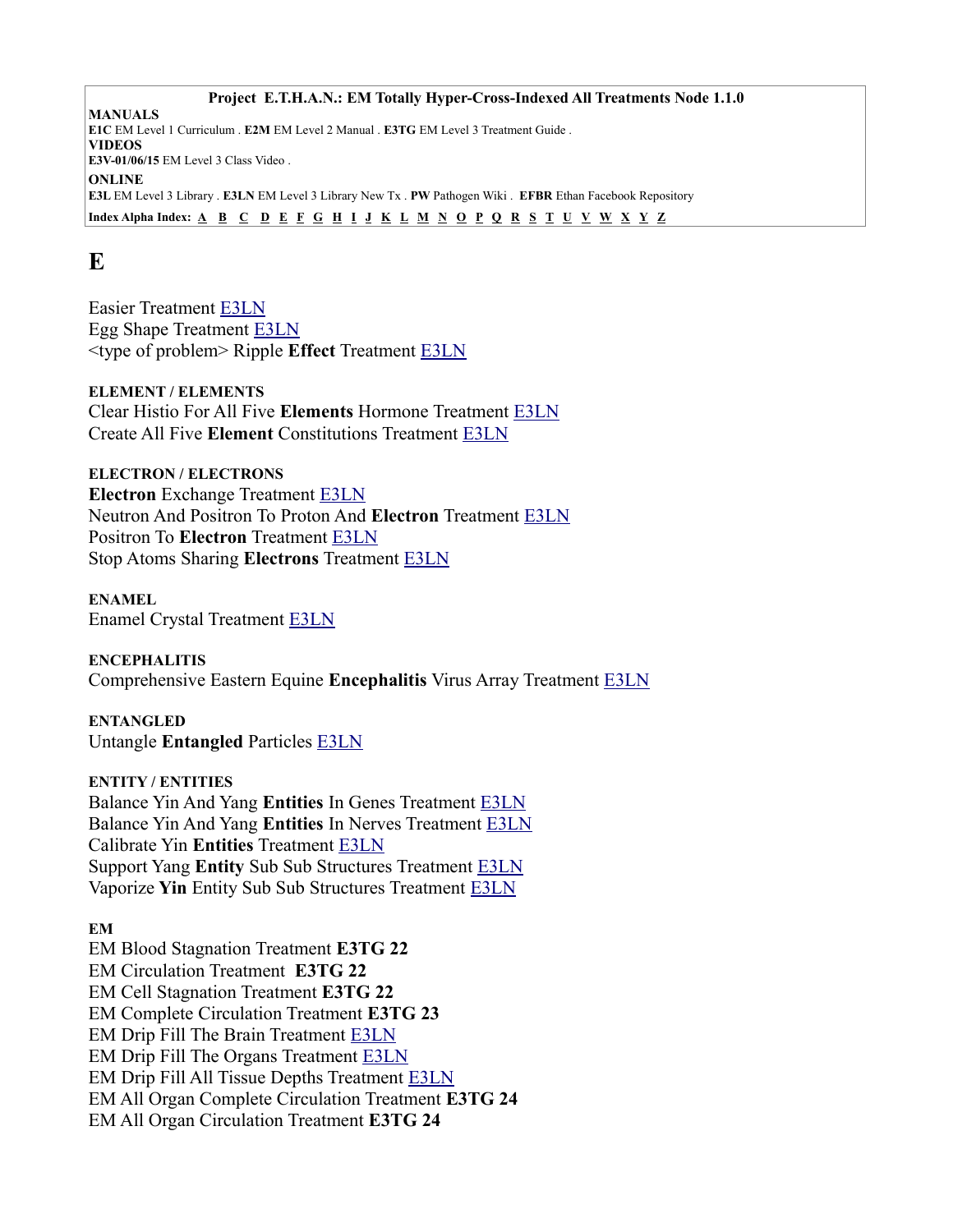**Project E.T.H.A.N.: EM Totally Hyper-Cross-Indexed All Treatments Node 1.1.0**

**MANUALS**
**E1C** EM Level 1 Curriculum . **E2M** EM Level 2 Manual . **E3TG** EM Level 3 Treatment Guide .
**VIDEOS**
**E3V-01/06/15** EM Level 3 Class Video .
**ONLINE**
**E3L** EM Level 3 Library . **E3LN** EM Level 3 Library New Tx . **PW** Pathogen Wiki . **EFBR** Ethan Facebook Repository

**Index Alpha Index:** A B C D E F G H I J K L M N O P Q R S T U V W X Y Z

# E

Easier Treatment E3LN
Egg Shape Treatment E3LN
<type of problem> Ripple **Effect** Treatment E3LN

**ELEMENT / ELEMENTS**
Clear Histio For All Five **Elements** Hormone Treatment E3LN
Create All Five **Element** Constitutions Treatment E3LN

**ELECTRON / ELECTRONS**
**Electron** Exchange Treatment E3LN
Neutron And Positron To Proton And **Electron** Treatment E3LN
Positron To **Electron** Treatment E3LN
Stop Atoms Sharing **Electrons** Treatment E3LN

**ENAMEL**
Enamel Crystal Treatment E3LN

**ENCEPHALITIS**
Comprehensive Eastern Equine **Encephalitis** Virus Array Treatment E3LN

**ENTANGLED**
Untangle **Entangled** Particles E3LN

**ENTITY / ENTITIES**
Balance Yin And Yang **Entities** In Genes Treatment E3LN
Balance Yin And Yang **Entities** In Nerves Treatment E3LN
Calibrate Yin **Entities** Treatment E3LN
Support Yang **Entity** Sub Sub Structures Treatment E3LN
Vaporize **Yin** Entity Sub Sub Structures Treatment E3LN

**EM**
EM Blood Stagnation Treatment **E3TG 22**
EM Circulation Treatment **E3TG 22**
EM Cell Stagnation Treatment **E3TG 22**
EM Complete Circulation Treatment **E3TG 23**
EM Drip Fill The Brain Treatment E3LN
EM Drip Fill The Organs Treatment E3LN
EM Drip Fill All Tissue Depths Treatment E3LN
EM All Organ Complete Circulation Treatment **E3TG 24**
EM All Organ Circulation Treatment **E3TG 24**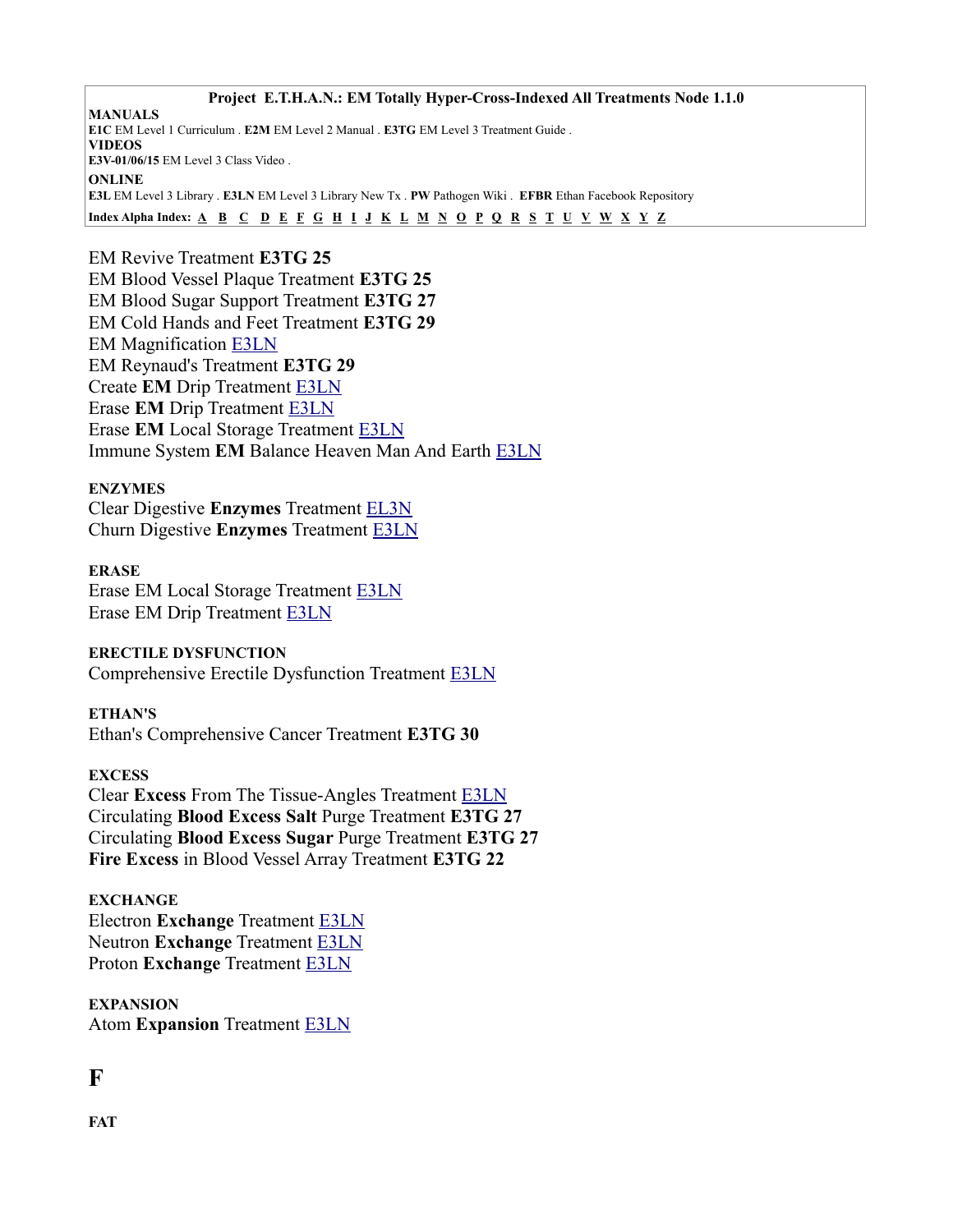**Project E.T.H.A.N.: EM Totally Hyper-Cross-Indexed All Treatments Node 1.1.0**

**MANUALS**
**E1C** EM Level 1 Curriculum . **E2M** EM Level 2 Manual . **E3TG** EM Level 3 Treatment Guide .
**VIDEOS**
**E3V-01/06/15** EM Level 3 Class Video .
**ONLINE**
**E3L** EM Level 3 Library . **E3LN** EM Level 3 Library New Tx . **PW** Pathogen Wiki . **EFBR** Ethan Facebook Repository

**Index Alpha Index:** A B C D E F G H I J K L M N O P Q R S T U V W X Y Z

EM Revive Treatment **E3TG 25**
EM Blood Vessel Plaque Treatment **E3TG 25**
EM Blood Sugar Support Treatment **E3TG 27**
EM Cold Hands and Feet Treatment **E3TG 29**
EM Magnification E3LN
EM Reynaud's Treatment **E3TG 29**
Create **EM** Drip Treatment E3LN
Erase **EM** Drip Treatment E3LN
Erase **EM** Local Storage Treatment E3LN
Immune System **EM** Balance Heaven Man And Earth E3LN

**ENZYMES**
Clear Digestive **Enzymes** Treatment EL3N
Churn Digestive **Enzymes** Treatment E3LN

**ERASE**
Erase EM Local Storage Treatment E3LN
Erase EM Drip Treatment E3LN

**ERECTILE DYSFUNCTION**
Comprehensive Erectile Dysfunction Treatment E3LN

**ETHAN'S**
Ethan's Comprehensive Cancer Treatment **E3TG 30**

**EXCESS**
Clear **Excess** From The Tissue-Angles Treatment E3LN
Circulating **Blood Excess Salt** Purge Treatment **E3TG 27**
Circulating **Blood Excess Sugar** Purge Treatment **E3TG 27**
**Fire Excess** in Blood Vessel Array Treatment **E3TG 22**

**EXCHANGE**
Electron **Exchange** Treatment E3LN
Neutron **Exchange** Treatment E3LN
Proton **Exchange** Treatment E3LN

**EXPANSION**
Atom **Expansion** Treatment E3LN

# F

**FAT**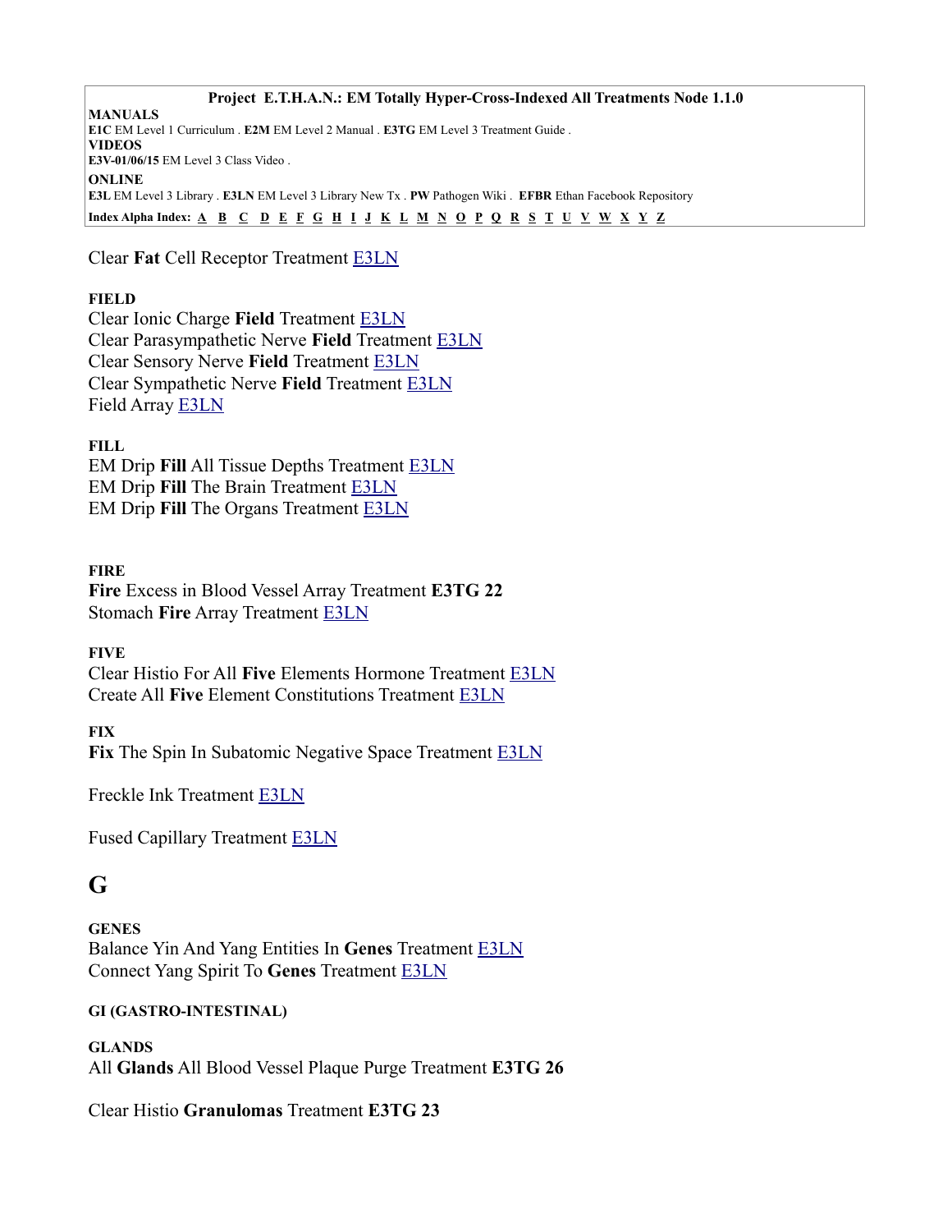Clear **Fat** Cell Receptor Treatment E3LN

**FIELD**
Clear Ionic Charge **Field** Treatment E3LN
Clear Parasympathetic Nerve **Field** Treatment E3LN
Clear Sensory Nerve **Field** Treatment E3LN
Clear Sympathetic Nerve **Field** Treatment E3LN
Field Array E3LN

**FILL**
EM Drip **Fill** All Tissue Depths Treatment E3LN
EM Drip **Fill** The Brain Treatment E3LN
EM Drip **Fill** The Organs Treatment E3LN

**FIRE**
**Fire** Excess in Blood Vessel Array Treatment **E3TG 22**
Stomach **Fire** Array Treatment E3LN

**FIVE**
Clear Histio For All **Five** Elements Hormone Treatment E3LN
Create All **Five** Element Constitutions Treatment E3LN

**FIX**
**Fix** The Spin In Subatomic Negative Space Treatment E3LN

Freckle Ink Treatment E3LN

Fused Capillary Treatment E3LN

# G

**GENES**
Balance Yin And Yang Entities In **Genes** Treatment E3LN
Connect Yang Spirit To **Genes** Treatment E3LN

**GI (GASTRO-INTESTINAL)**

**GLANDS**
All **Glands** All Blood Vessel Plaque Purge Treatment **E3TG 26**

Clear Histio **Granulomas** Treatment **E3TG 23**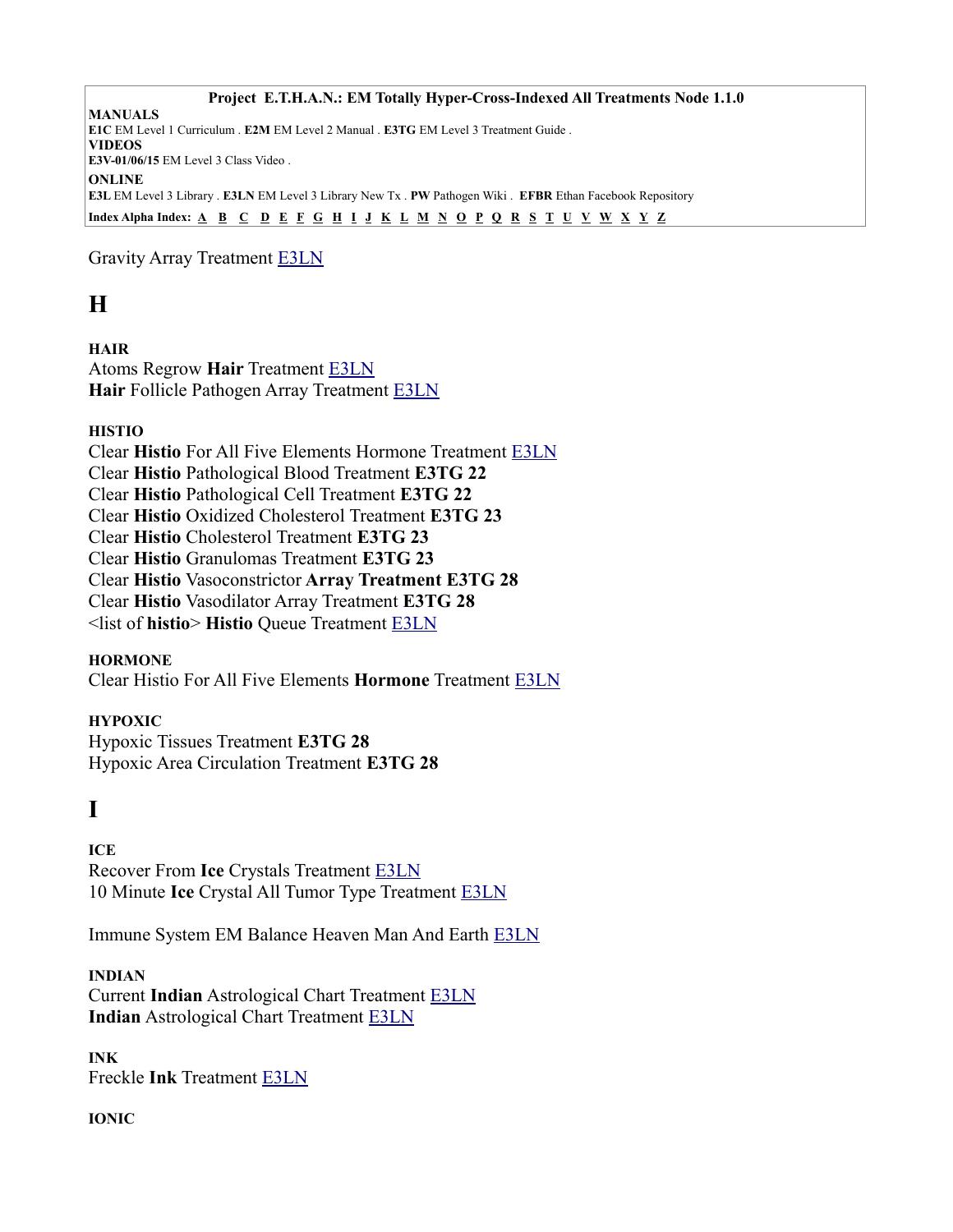**Project E.T.H.A.N.: EM Totally Hyper-Cross-Indexed All Treatments Node 1.1.0**

**MANUALS**
**E1C** EM Level 1 Curriculum . **E2M** EM Level 2 Manual . **E3TG** EM Level 3 Treatment Guide .
**VIDEOS**
**E3V-01/06/15** EM Level 3 Class Video .
**ONLINE**
**E3L** EM Level 3 Library . **E3LN** EM Level 3 Library New Tx . **PW** Pathogen Wiki . **EFBR** Ethan Facebook Repository

**Index Alpha Index:** A B C D E F G H I J K L M N O P Q R S T U V W X Y Z

Gravity Array Treatment E3LN

# H

**HAIR**
Atoms Regrow **Hair** Treatment E3LN
**Hair** Follicle Pathogen Array Treatment E3LN

**HISTIO**
Clear **Histio** For All Five Elements Hormone Treatment E3LN
Clear **Histio** Pathological Blood Treatment **E3TG 22**
Clear **Histio** Pathological Cell Treatment **E3TG 22**
Clear **Histio** Oxidized Cholesterol Treatment **E3TG 23**
Clear **Histio** Cholesterol Treatment **E3TG 23**
Clear **Histio** Granulomas Treatment **E3TG 23**
Clear **Histio** Vasoconstrictor **Array Treatment E3TG 28**
Clear **Histio** Vasodilator Array Treatment **E3TG 28**
<list of **histio**> **Histio** Queue Treatment E3LN

**HORMONE**
Clear Histio For All Five Elements **Hormone** Treatment E3LN

**HYPOXIC**
Hypoxic Tissues Treatment **E3TG 28**
Hypoxic Area Circulation Treatment **E3TG 28**

# I

**ICE**
Recover From **Ice** Crystals Treatment E3LN
10 Minute **Ice** Crystal All Tumor Type Treatment E3LN

Immune System EM Balance Heaven Man And Earth E3LN

**INDIAN**
Current **Indian** Astrological Chart Treatment E3LN
**Indian** Astrological Chart Treatment E3LN

**INK**
Freckle **Ink** Treatment E3LN

**IONIC**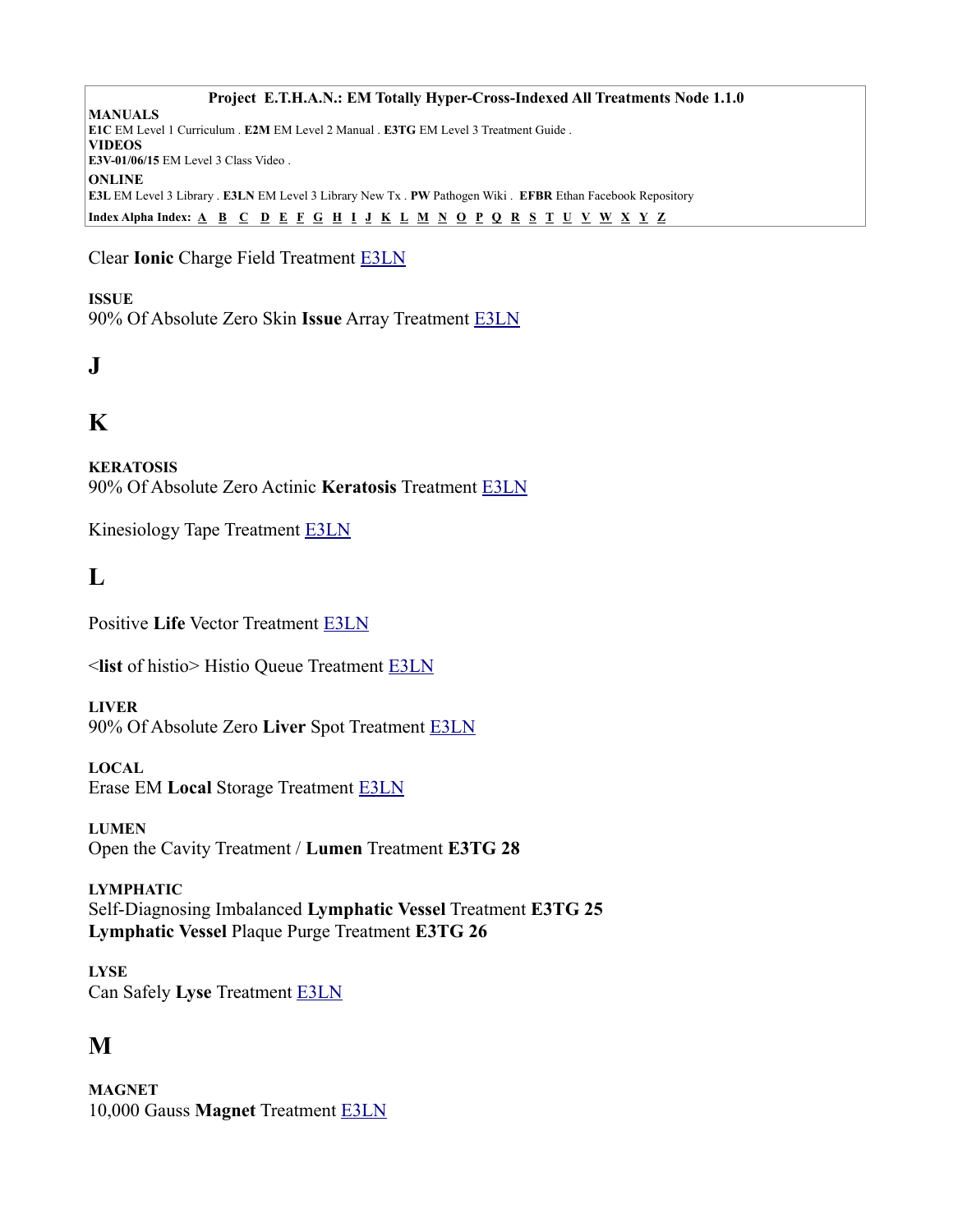**Project E.T.H.A.N.: EM Totally Hyper-Cross-Indexed All Treatments Node 1.1.0**

**MANUALS**
**E1C** EM Level 1 Curriculum . **E2M** EM Level 2 Manual . **E3TG** EM Level 3 Treatment Guide .
**VIDEOS**
**E3V-01/06/15** EM Level 3 Class Video .
**ONLINE**
**E3L** EM Level 3 Library . **E3LN** EM Level 3 Library New Tx . **PW** Pathogen Wiki . **EFBR** Ethan Facebook Repository

**Index Alpha Index:** A B C D E F G H I J K L M N O P Q R S T U V W X Y Z

Clear **Ionic** Charge Field Treatment E3LN

**ISSUE**
90% Of Absolute Zero Skin **Issue** Array Treatment E3LN

## J

## K

**KERATOSIS**
90% Of Absolute Zero Actinic **Keratosis** Treatment E3LN

Kinesiology Tape Treatment E3LN

## L

Positive **Life** Vector Treatment E3LN

<**list** of histio> Histio Queue Treatment E3LN

**LIVER**
90% Of Absolute Zero **Liver** Spot Treatment E3LN

**LOCAL**
Erase EM **Local** Storage Treatment E3LN

**LUMEN**
Open the Cavity Treatment / **Lumen** Treatment **E3TG 28**

**LYMPHATIC**
Self-Diagnosing Imbalanced **Lymphatic Vessel** Treatment **E3TG 25**
**Lymphatic Vessel** Plaque Purge Treatment **E3TG 26**

**LYSE**
Can Safely **Lyse** Treatment E3LN

## M

**MAGNET**
10,000 Gauss **Magnet** Treatment E3LN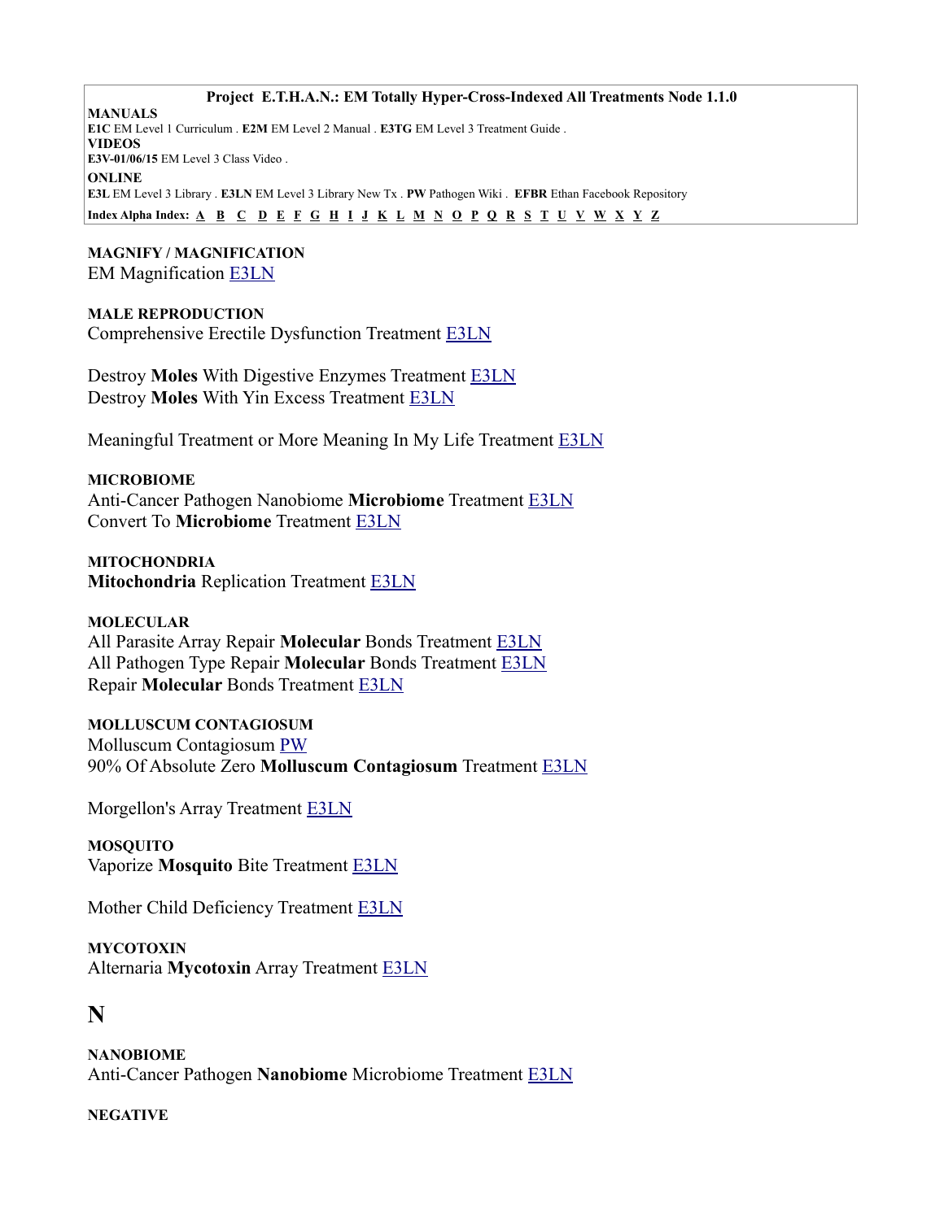**Project E.T.H.A.N.: EM Totally Hyper-Cross-Indexed All Treatments Node 1.1.0**

**MANUALS**
**E1C** EM Level 1 Curriculum . **E2M** EM Level 2 Manual . **E3TG** EM Level 3 Treatment Guide .
**VIDEOS**
**E3V-01/06/15** EM Level 3 Class Video .
**ONLINE**
**E3L** EM Level 3 Library . **E3LN** EM Level 3 Library New Tx . **PW** Pathogen Wiki . **EFBR** Ethan Facebook Repository

**Index Alpha Index:** A B C D E F G H I J K L M N O P Q R S T U V W X Y Z

**MAGNIFY / MAGNIFICATION**
EM Magnification E3LN

**MALE REPRODUCTION**
Comprehensive Erectile Dysfunction Treatment E3LN

Destroy **Moles** With Digestive Enzymes Treatment E3LN
Destroy **Moles** With Yin Excess Treatment E3LN

Meaningful Treatment or More Meaning In My Life Treatment E3LN

**MICROBIOME**
Anti-Cancer Pathogen Nanobiome **Microbiome** Treatment E3LN
Convert To **Microbiome** Treatment E3LN

**MITOCHONDRIA**
**Mitochondria** Replication Treatment E3LN

**MOLECULAR**
All Parasite Array Repair **Molecular** Bonds Treatment E3LN
All Pathogen Type Repair **Molecular** Bonds Treatment E3LN
Repair **Molecular** Bonds Treatment E3LN

**MOLLUSCUM CONTAGIOSUM**
Molluscum Contagiosum PW
90% Of Absolute Zero **Molluscum Contagiosum** Treatment E3LN

Morgellon's Array Treatment E3LN

**MOSQUITO**
Vaporize **Mosquito** Bite Treatment E3LN

Mother Child Deficiency Treatment E3LN

**MYCOTOXIN**
Alternaria **Mycotoxin** Array Treatment E3LN

# N

**NANOBIOME**
Anti-Cancer Pathogen **Nanobiome** Microbiome Treatment E3LN

**NEGATIVE**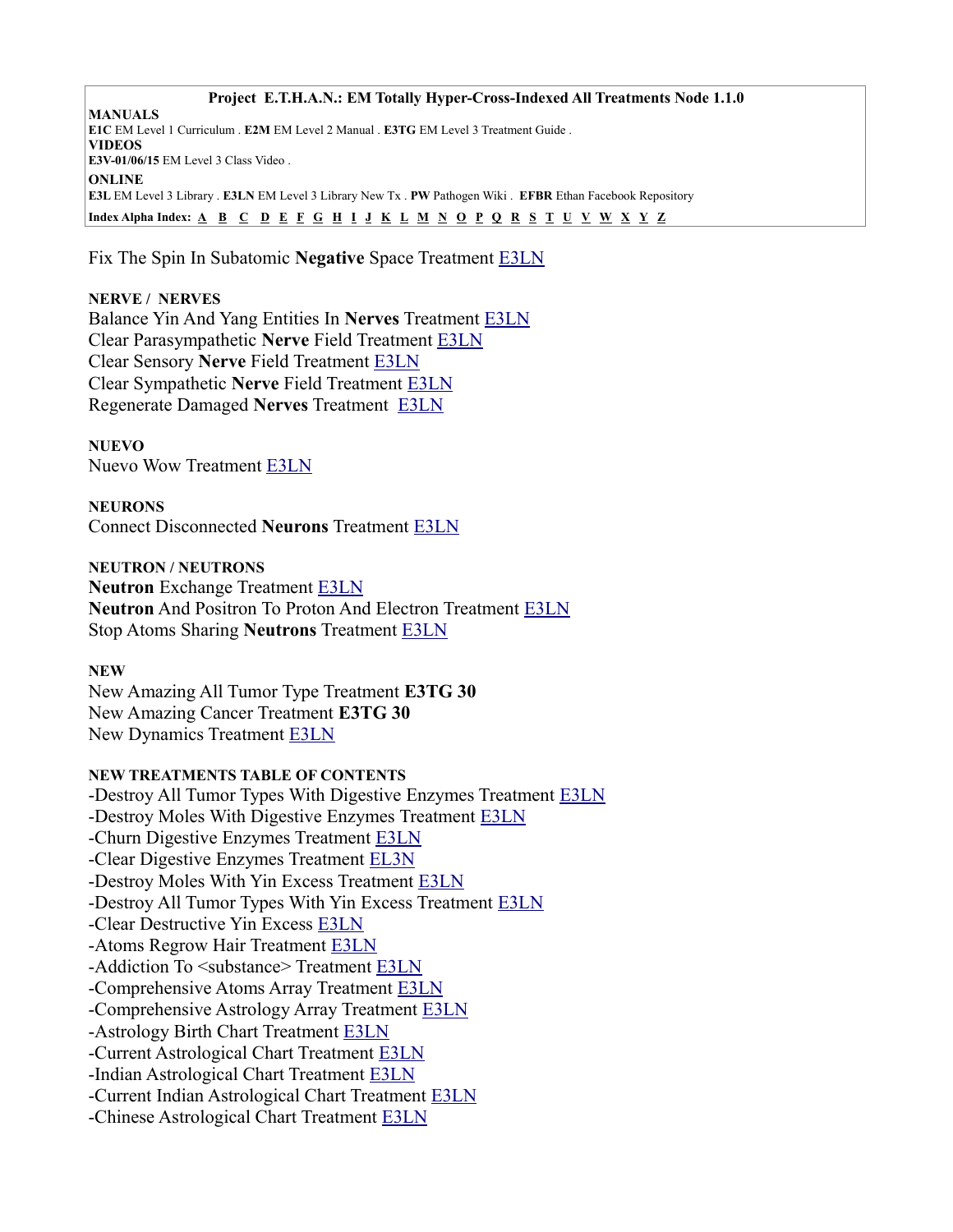Fix The Spin In Subatomic **Negative** Space Treatment E3LN

**NERVE / NERVES**

Balance Yin And Yang Entities In **Nerves** Treatment E3LN
Clear Parasympathetic **Nerve** Field Treatment E3LN
Clear Sensory **Nerve** Field Treatment E3LN
Clear Sympathetic **Nerve** Field Treatment E3LN
Regenerate Damaged **Nerves** Treatment E3LN

**NUEVO**

Nuevo Wow Treatment E3LN

**NEURONS**

Connect Disconnected **Neurons** Treatment E3LN

**NEUTRON / NEUTRONS**

**Neutron** Exchange Treatment E3LN
**Neutron** And Positron To Proton And Electron Treatment E3LN
Stop Atoms Sharing **Neutrons** Treatment E3LN

**NEW**

New Amazing All Tumor Type Treatment **E3TG 30**
New Amazing Cancer Treatment **E3TG 30**
New Dynamics Treatment E3LN

**NEW TREATMENTS TABLE OF CONTENTS**

-Destroy All Tumor Types With Digestive Enzymes Treatment E3LN
-Destroy Moles With Digestive Enzymes Treatment E3LN
-Churn Digestive Enzymes Treatment E3LN
-Clear Digestive Enzymes Treatment EL3N
-Destroy Moles With Yin Excess Treatment E3LN
-Destroy All Tumor Types With Yin Excess Treatment E3LN
-Clear Destructive Yin Excess E3LN
-Atoms Regrow Hair Treatment E3LN
-Addiction To <substance> Treatment E3LN
-Comprehensive Atoms Array Treatment E3LN
-Comprehensive Astrology Array Treatment E3LN
-Astrology Birth Chart Treatment E3LN
-Current Astrological Chart Treatment E3LN
-Indian Astrological Chart Treatment E3LN
-Current Indian Astrological Chart Treatment E3LN
-Chinese Astrological Chart Treatment E3LN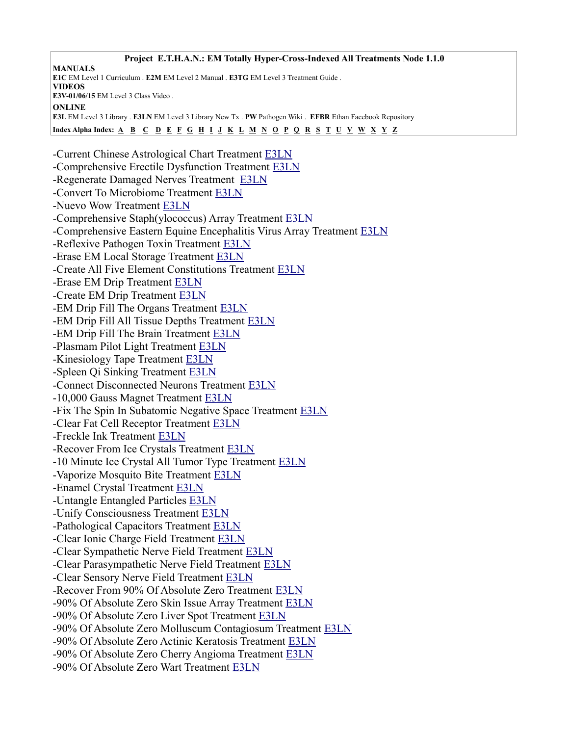**Project E.T.H.A.N.: EM Totally Hyper-Cross-Indexed All Treatments Node 1.1.0**

**MANUALS**
**E1C** EM Level 1 Curriculum . **E2M** EM Level 2 Manual . **E3TG** EM Level 3 Treatment Guide .
**VIDEOS**
**E3V-01/06/15** EM Level 3 Class Video .
**ONLINE**
**E3L** EM Level 3 Library . **E3LN** EM Level 3 Library New Tx . **PW** Pathogen Wiki . **EFBR** Ethan Facebook Repository

**Index Alpha Index:** A B C D E F G H I J K L M N O P Q R S T U V W X Y Z

-Current Chinese Astrological Chart Treatment E3LN
-Comprehensive Erectile Dysfunction Treatment E3LN
-Regenerate Damaged Nerves Treatment E3LN
-Convert To Microbiome Treatment E3LN
-Nuevo Wow Treatment E3LN
-Comprehensive Staph(ylococcus) Array Treatment E3LN
-Comprehensive Eastern Equine Encephalitis Virus Array Treatment E3LN
-Reflexive Pathogen Toxin Treatment E3LN
-Erase EM Local Storage Treatment E3LN
-Create All Five Element Constitutions Treatment E3LN
-Erase EM Drip Treatment E3LN
-Create EM Drip Treatment E3LN
-EM Drip Fill The Organs Treatment E3LN
-EM Drip Fill All Tissue Depths Treatment E3LN
-EM Drip Fill The Brain Treatment E3LN
-Plasmam Pilot Light Treatment E3LN
-Kinesiology Tape Treatment E3LN
-Spleen Qi Sinking Treatment E3LN
-Connect Disconnected Neurons Treatment E3LN
-10,000 Gauss Magnet Treatment E3LN
-Fix The Spin In Subatomic Negative Space Treatment E3LN
-Clear Fat Cell Receptor Treatment E3LN
-Freckle Ink Treatment E3LN
-Recover From Ice Crystals Treatment E3LN
-10 Minute Ice Crystal All Tumor Type Treatment E3LN
-Vaporize Mosquito Bite Treatment E3LN
-Enamel Crystal Treatment E3LN
-Untangle Entangled Particles E3LN
-Unify Consciousness Treatment E3LN
-Pathological Capacitors Treatment E3LN
-Clear Ionic Charge Field Treatment E3LN
-Clear Sympathetic Nerve Field Treatment E3LN
-Clear Parasympathetic Nerve Field Treatment E3LN
-Clear Sensory Nerve Field Treatment E3LN
-Recover From 90% Of Absolute Zero Treatment E3LN
-90% Of Absolute Zero Skin Issue Array Treatment E3LN
-90% Of Absolute Zero Liver Spot Treatment E3LN
-90% Of Absolute Zero Molluscum Contagiosum Treatment E3LN
-90% Of Absolute Zero Actinic Keratosis Treatment E3LN
-90% Of Absolute Zero Cherry Angioma Treatment E3LN
-90% Of Absolute Zero Wart Treatment E3LN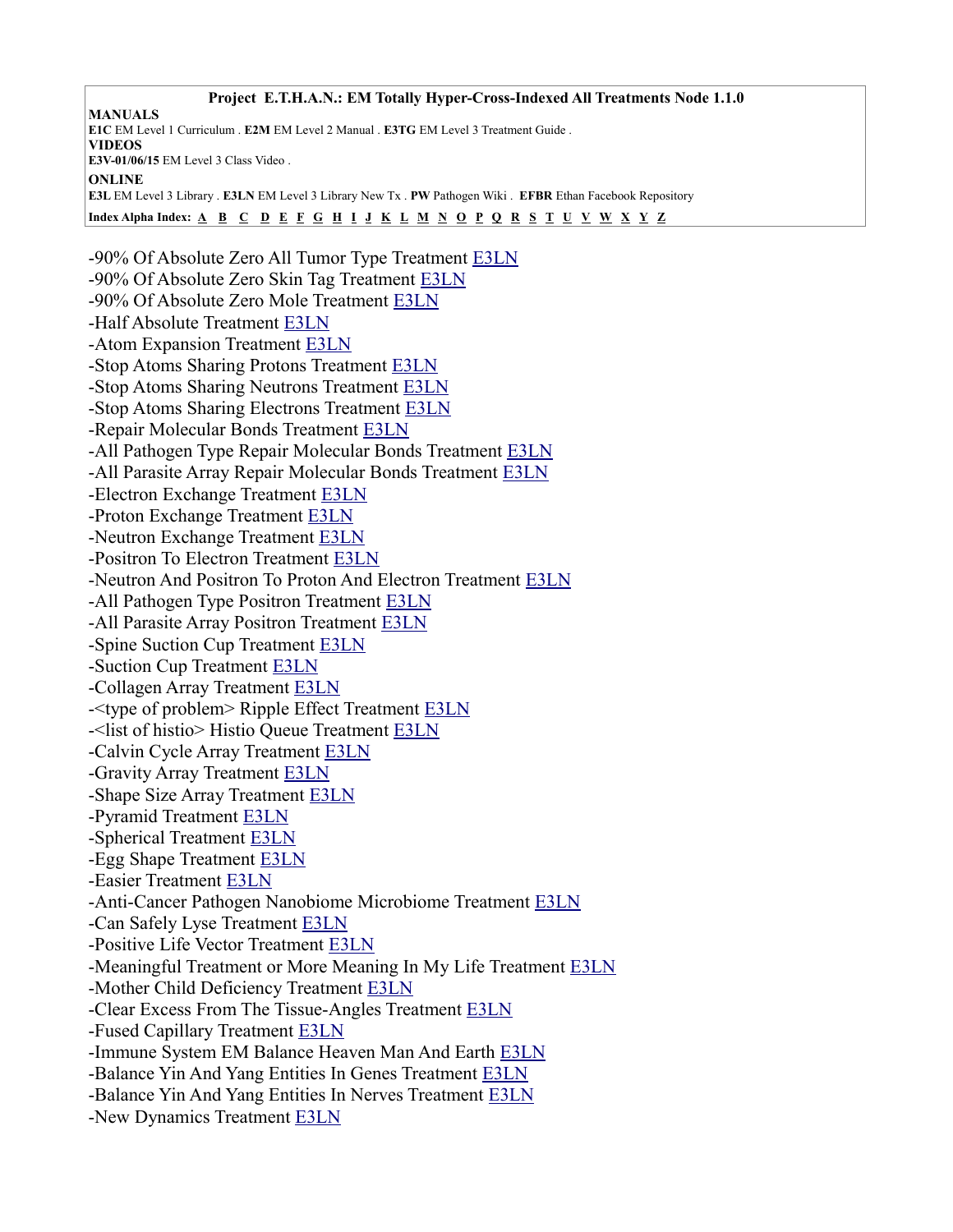**Project E.T.H.A.N.: EM Totally Hyper-Cross-Indexed All Treatments Node 1.1.0**

**MANUALS**
**E1C** EM Level 1 Curriculum . **E2M** EM Level 2 Manual . **E3TG** EM Level 3 Treatment Guide .
**VIDEOS**
**E3V-01/06/15** EM Level 3 Class Video .
**ONLINE**
**E3L** EM Level 3 Library . **E3LN** EM Level 3 Library New Tx . **PW** Pathogen Wiki . **EFBR** Ethan Facebook Repository

**Index Alpha Index:** A B C D E F G H I J K L M N O P Q R S T U V W X Y Z

-90% Of Absolute Zero All Tumor Type Treatment E3LN
-90% Of Absolute Zero Skin Tag Treatment E3LN
-90% Of Absolute Zero Mole Treatment E3LN
-Half Absolute Treatment E3LN
-Atom Expansion Treatment E3LN
-Stop Atoms Sharing Protons Treatment E3LN
-Stop Atoms Sharing Neutrons Treatment E3LN
-Stop Atoms Sharing Electrons Treatment E3LN
-Repair Molecular Bonds Treatment E3LN
-All Pathogen Type Repair Molecular Bonds Treatment E3LN
-All Parasite Array Repair Molecular Bonds Treatment E3LN
-Electron Exchange Treatment E3LN
-Proton Exchange Treatment E3LN
-Neutron Exchange Treatment E3LN
-Positron To Electron Treatment E3LN
-Neutron And Positron To Proton And Electron Treatment E3LN
-All Pathogen Type Positron Treatment E3LN
-All Parasite Array Positron Treatment E3LN
-Spine Suction Cup Treatment E3LN
-Suction Cup Treatment E3LN
-Collagen Array Treatment E3LN
-<type of problem> Ripple Effect Treatment E3LN
-<list of histio> Histio Queue Treatment E3LN
-Calvin Cycle Array Treatment E3LN
-Gravity Array Treatment E3LN
-Shape Size Array Treatment E3LN
-Pyramid Treatment E3LN
-Spherical Treatment E3LN
-Egg Shape Treatment E3LN
-Easier Treatment E3LN
-Anti-Cancer Pathogen Nanobiome Microbiome Treatment E3LN
-Can Safely Lyse Treatment E3LN
-Positive Life Vector Treatment E3LN
-Meaningful Treatment or More Meaning In My Life Treatment E3LN
-Mother Child Deficiency Treatment E3LN
-Clear Excess From The Tissue-Angles Treatment E3LN
-Fused Capillary Treatment E3LN
-Immune System EM Balance Heaven Man And Earth E3LN
-Balance Yin And Yang Entities In Genes Treatment E3LN
-Balance Yin And Yang Entities In Nerves Treatment E3LN
-New Dynamics Treatment E3LN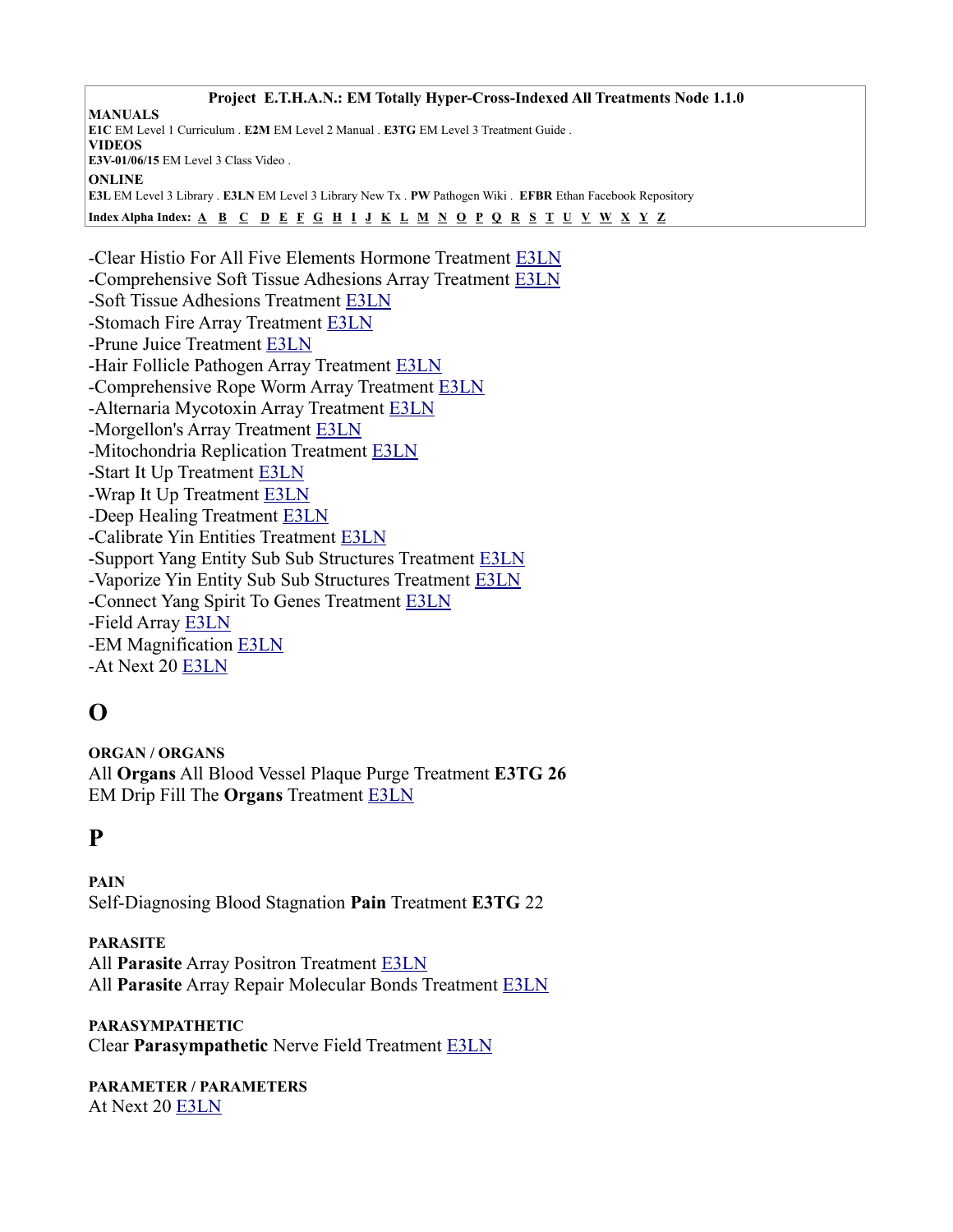**Project E.T.H.A.N.: EM Totally Hyper-Cross-Indexed All Treatments Node 1.1.0**

**MANUALS**
**E1C** EM Level 1 Curriculum . **E2M** EM Level 2 Manual . **E3TG** EM Level 3 Treatment Guide .
**VIDEOS**
**E3V-01/06/15** EM Level 3 Class Video .
**ONLINE**
**E3L** EM Level 3 Library . **E3LN** EM Level 3 Library New Tx . **PW** Pathogen Wiki . **EFBR** Ethan Facebook Repository
**Index Alpha Index:** A B C D E F G H I J K L M N O P Q R S T U V W X Y Z

-Clear Histio For All Five Elements Hormone Treatment E3LN
-Comprehensive Soft Tissue Adhesions Array Treatment E3LN
-Soft Tissue Adhesions Treatment E3LN
-Stomach Fire Array Treatment E3LN
-Prune Juice Treatment E3LN
-Hair Follicle Pathogen Array Treatment E3LN
-Comprehensive Rope Worm Array Treatment E3LN
-Alternaria Mycotoxin Array Treatment E3LN
-Morgellon's Array Treatment E3LN
-Mitochondria Replication Treatment E3LN
-Start It Up Treatment E3LN
-Wrap It Up Treatment E3LN
-Deep Healing Treatment E3LN
-Calibrate Yin Entities Treatment E3LN
-Support Yang Entity Sub Sub Structures Treatment E3LN
-Vaporize Yin Entity Sub Sub Structures Treatment E3LN
-Connect Yang Spirit To Genes Treatment E3LN
-Field Array E3LN
-EM Magnification E3LN
-At Next 20 E3LN

# O

**ORGAN / ORGANS**
All **Organs** All Blood Vessel Plaque Purge Treatment **E3TG 26**
EM Drip Fill The **Organs** Treatment E3LN

# P

**PAIN**
Self-Diagnosing Blood Stagnation **Pain** Treatment **E3TG** 22

**PARASITE**
All **Parasite** Array Positron Treatment E3LN
All **Parasite** Array Repair Molecular Bonds Treatment E3LN

**PARASYMPATHETIC**
Clear **Parasympathetic** Nerve Field Treatment E3LN

**PARAMETER / PARAMETERS**
At Next 20 E3LN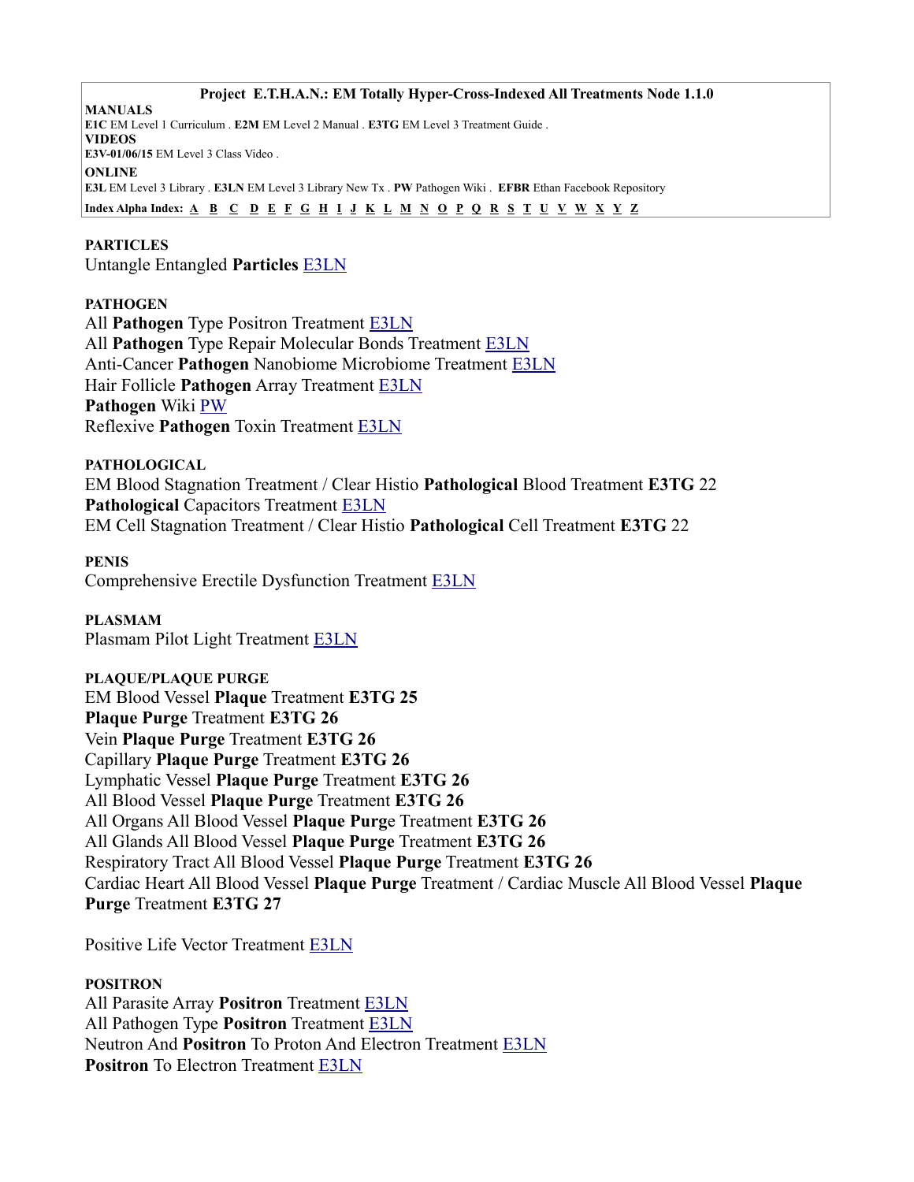**Project E.T.H.A.N.: EM Totally Hyper-Cross-Indexed All Treatments Node 1.1.0**

**MANUALS**
**E1C** EM Level 1 Curriculum . **E2M** EM Level 2 Manual . **E3TG** EM Level 3 Treatment Guide .
**VIDEOS**
**E3V-01/06/15** EM Level 3 Class Video .
**ONLINE**
**E3L** EM Level 3 Library . **E3LN** EM Level 3 Library New Tx . **PW** Pathogen Wiki . **EFBR** Ethan Facebook Repository
**Index Alpha Index:** A B C D E F G H I J K L M N O P Q R S T U V W X Y Z

**PARTICLES**
Untangle Entangled **Particles** E3LN

**PATHOGEN**
All **Pathogen** Type Positron Treatment E3LN
All **Pathogen** Type Repair Molecular Bonds Treatment E3LN
Anti-Cancer **Pathogen** Nanobiome Microbiome Treatment E3LN
Hair Follicle **Pathogen** Array Treatment E3LN
**Pathogen** Wiki PW
Reflexive **Pathogen** Toxin Treatment E3LN

**PATHOLOGICAL**
EM Blood Stagnation Treatment / Clear Histio **Pathological** Blood Treatment **E3TG** 22
**Pathological** Capacitors Treatment E3LN
EM Cell Stagnation Treatment / Clear Histio **Pathological** Cell Treatment **E3TG** 22

**PENIS**
Comprehensive Erectile Dysfunction Treatment E3LN

**PLASMAM**
Plasmam Pilot Light Treatment E3LN

**PLAQUE/PLAQUE PURGE**
EM Blood Vessel **Plaque** Treatment **E3TG 25**
**Plaque Purge** Treatment **E3TG 26**
Vein **Plaque Purge** Treatment **E3TG 26**
Capillary **Plaque Purge** Treatment **E3TG 26**
Lymphatic Vessel **Plaque Purge** Treatment **E3TG 26**
All Blood Vessel **Plaque Purge** Treatment **E3TG 26**
All Organs All Blood Vessel **Plaque Purg**e Treatment **E3TG 26**
All Glands All Blood Vessel **Plaque Purge** Treatment **E3TG 26**
Respiratory Tract All Blood Vessel **Plaque Purge** Treatment **E3TG 26**
Cardiac Heart All Blood Vessel **Plaque Purge** Treatment / Cardiac Muscle All Blood Vessel **Plaque Purge** Treatment **E3TG 27**

Positive Life Vector Treatment E3LN

**POSITRON**
All Parasite Array **Positron** Treatment E3LN
All Pathogen Type **Positron** Treatment E3LN
Neutron And **Positron** To Proton And Electron Treatment E3LN
**Positron** To Electron Treatment E3LN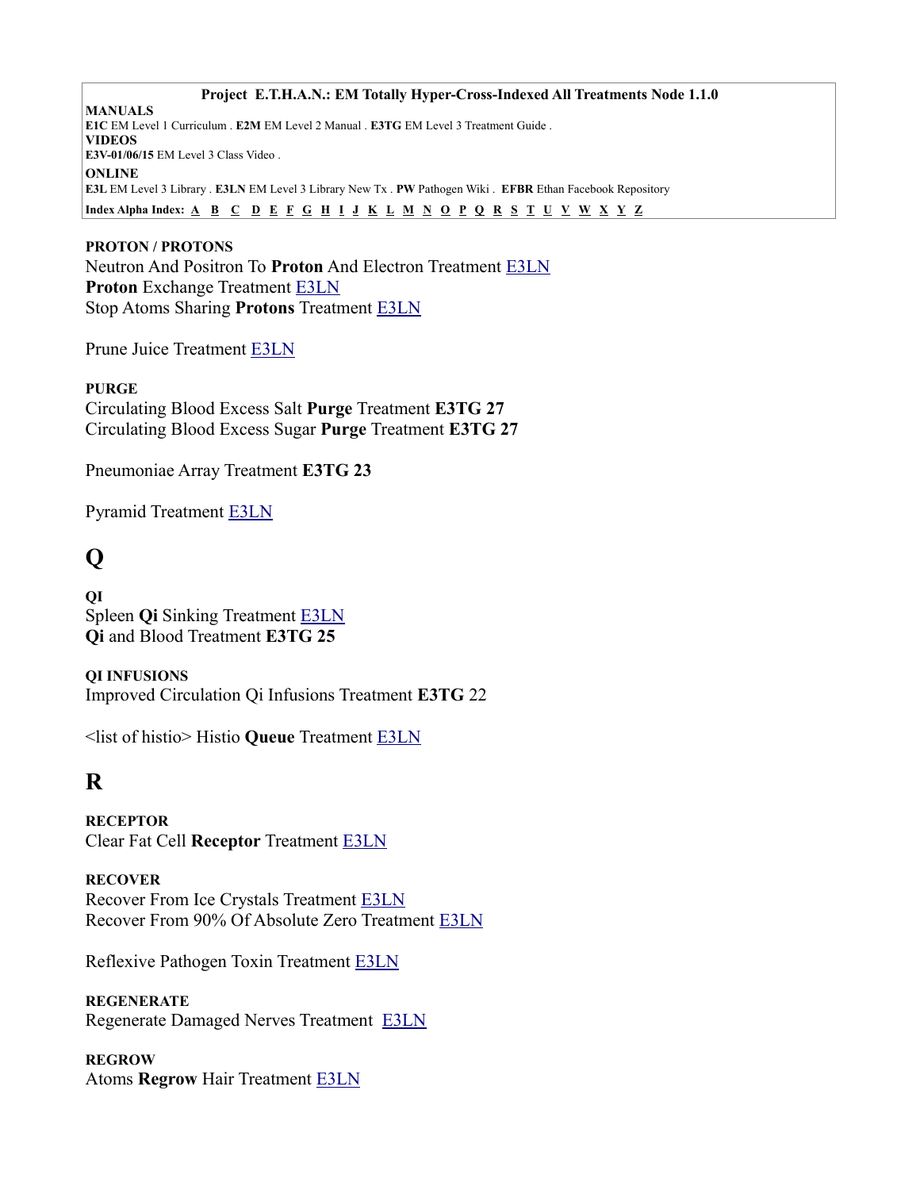**Project E.T.H.A.N.: EM Totally Hyper-Cross-Indexed All Treatments Node 1.1.0**

**MANUALS**
**E1C** EM Level 1 Curriculum . **E2M** EM Level 2 Manual . **E3TG** EM Level 3 Treatment Guide .
**VIDEOS**
**E3V-01/06/15** EM Level 3 Class Video .
**ONLINE**
**E3L** EM Level 3 Library . **E3LN** EM Level 3 Library New Tx . **PW** Pathogen Wiki . **EFBR** Ethan Facebook Repository
**Index Alpha Index:** A B C D E F G H I J K L M N O P Q R S T U V W X Y Z

**PROTON / PROTONS**
Neutron And Positron To **Proton** And Electron Treatment E3LN
**Proton** Exchange Treatment E3LN
Stop Atoms Sharing **Protons** Treatment E3LN

Prune Juice Treatment E3LN

**PURGE**
Circulating Blood Excess Salt **Purge** Treatment **E3TG 27**
Circulating Blood Excess Sugar **Purge** Treatment **E3TG 27**

Pneumoniae Array Treatment **E3TG 23**

Pyramid Treatment E3LN

# Q

**QI**
Spleen **Qi** Sinking Treatment E3LN
**Qi** and Blood Treatment **E3TG 25**

**QI INFUSIONS**
Improved Circulation Qi Infusions Treatment **E3TG** 22

<list of histio> Histio **Queue** Treatment E3LN

# R

**RECEPTOR**
Clear Fat Cell **Receptor** Treatment E3LN

**RECOVER**
Recover From Ice Crystals Treatment E3LN
Recover From 90% Of Absolute Zero Treatment E3LN

Reflexive Pathogen Toxin Treatment E3LN

**REGENERATE**
Regenerate Damaged Nerves Treatment E3LN

**REGROW**
Atoms **Regrow** Hair Treatment E3LN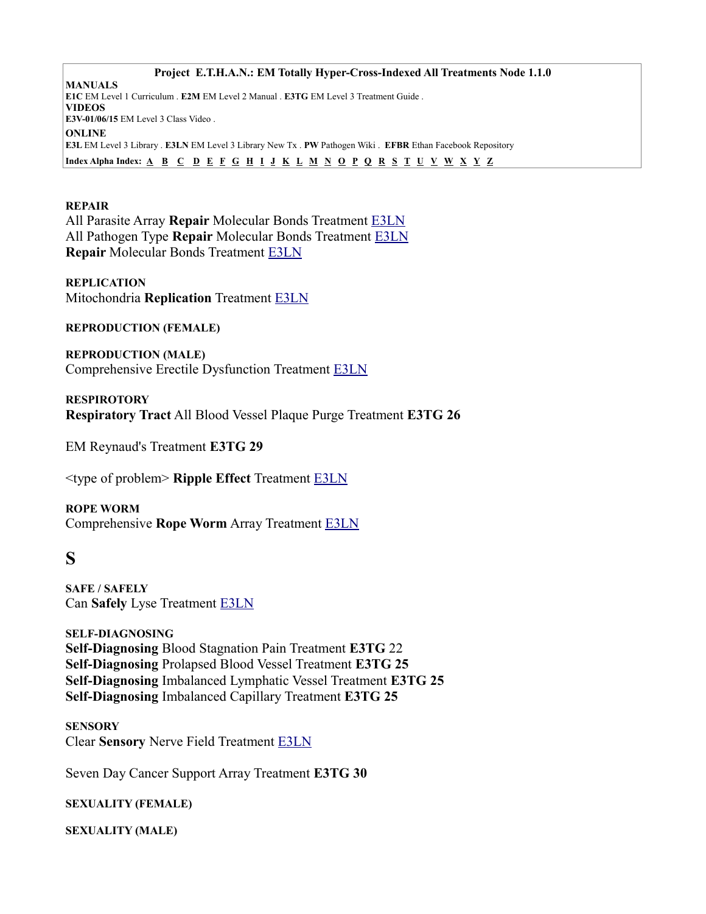**Project E.T.H.A.N.: EM Totally Hyper-Cross-Indexed All Treatments Node 1.1.0**

**MANUALS**
**E1C** EM Level 1 Curriculum . **E2M** EM Level 2 Manual . **E3TG** EM Level 3 Treatment Guide .
**VIDEOS**
**E3V-01/06/15** EM Level 3 Class Video .
**ONLINE**
**E3L** EM Level 3 Library . **E3LN** EM Level 3 Library New Tx . **PW** Pathogen Wiki . **EFBR** Ethan Facebook Repository

**Index Alpha Index:** A B C D E F G H I J K L M N O P Q R S T U V W X Y Z

**REPAIR**
All Parasite Array **Repair** Molecular Bonds Treatment E3LN
All Pathogen Type **Repair** Molecular Bonds Treatment E3LN
**Repair** Molecular Bonds Treatment E3LN

**REPLICATION**
Mitochondria **Replication** Treatment E3LN

**REPRODUCTION (FEMALE)**

**REPRODUCTION (MALE)**
Comprehensive Erectile Dysfunction Treatment E3LN

**RESPIROTORY**
**Respiratory Tract** All Blood Vessel Plaque Purge Treatment **E3TG 26**

EM Reynaud's Treatment **E3TG 29**

<type of problem> **Ripple Effect** Treatment E3LN

**ROPE WORM**
Comprehensive **Rope Worm** Array Treatment E3LN

# S

**SAFE / SAFELY**
Can **Safely** Lyse Treatment E3LN

**SELF-DIAGNOSING**
**Self-Diagnosing** Blood Stagnation Pain Treatment **E3TG** 22
**Self-Diagnosing** Prolapsed Blood Vessel Treatment **E3TG 25**
**Self-Diagnosing** Imbalanced Lymphatic Vessel Treatment **E3TG 25**
**Self-Diagnosing** Imbalanced Capillary Treatment **E3TG 25**

**SENSORY**
Clear **Sensory** Nerve Field Treatment E3LN

Seven Day Cancer Support Array Treatment **E3TG 30**

**SEXUALITY (FEMALE)**

**SEXUALITY (MALE)**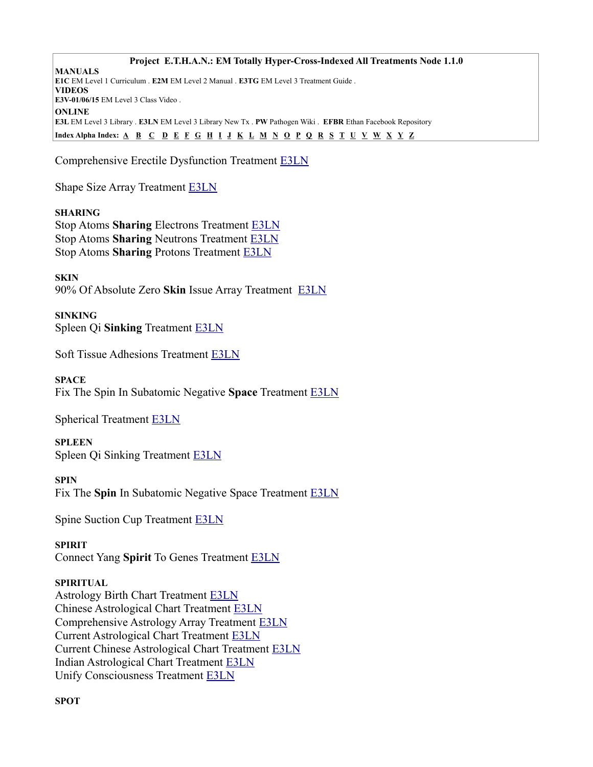Comprehensive Erectile Dysfunction Treatment E3LN

Shape Size Array Treatment E3LN

**SHARING**
Stop Atoms **Sharing** Electrons Treatment E3LN
Stop Atoms **Sharing** Neutrons Treatment E3LN
Stop Atoms **Sharing** Protons Treatment E3LN

**SKIN**
90% Of Absolute Zero **Skin** Issue Array Treatment E3LN

**SINKING**
Spleen Qi **Sinking** Treatment E3LN

Soft Tissue Adhesions Treatment E3LN

**SPACE**
Fix The Spin In Subatomic Negative **Space** Treatment E3LN

Spherical Treatment E3LN

**SPLEEN**
Spleen Qi Sinking Treatment E3LN

**SPIN**
Fix The **Spin** In Subatomic Negative Space Treatment E3LN

Spine Suction Cup Treatment E3LN

**SPIRIT**
Connect Yang **Spirit** To Genes Treatment E3LN

**SPIRITUAL**
Astrology Birth Chart Treatment E3LN
Chinese Astrological Chart Treatment E3LN
Comprehensive Astrology Array Treatment E3LN
Current Astrological Chart Treatment E3LN
Current Chinese Astrological Chart Treatment E3LN
Indian Astrological Chart Treatment E3LN
Unify Consciousness Treatment E3LN

**SPOT**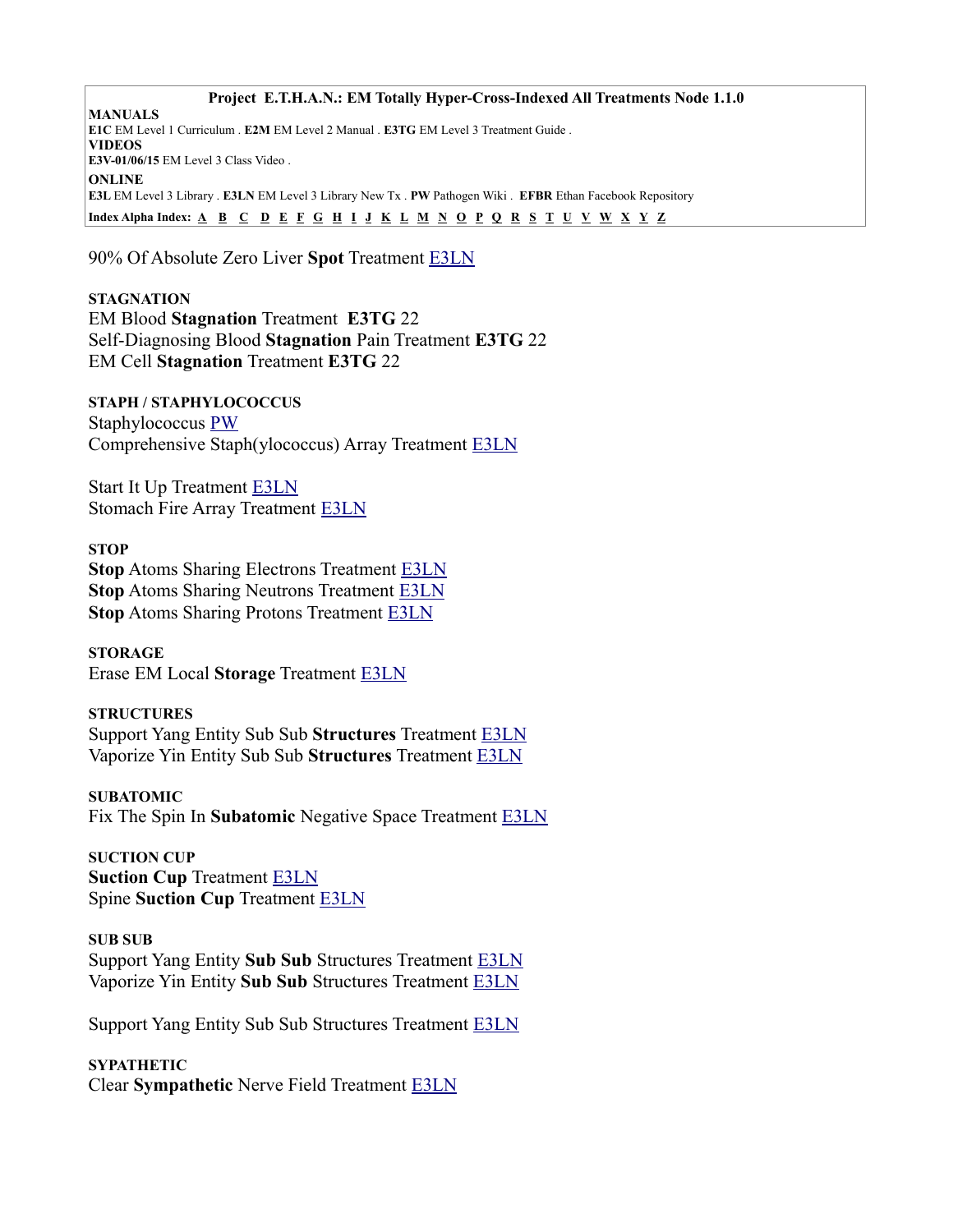**Project E.T.H.A.N.: EM Totally Hyper-Cross-Indexed All Treatments Node 1.1.0**

**MANUALS**
**E1C** EM Level 1 Curriculum . **E2M** EM Level 2 Manual . **E3TG** EM Level 3 Treatment Guide .
**VIDEOS**
**E3V-01/06/15** EM Level 3 Class Video .
**ONLINE**
**E3L** EM Level 3 Library . **E3LN** EM Level 3 Library New Tx . **PW** Pathogen Wiki . **EFBR** Ethan Facebook Repository

**Index Alpha Index:** A B C D E F G H I J K L M N O P Q R S T U V W X Y Z

90% Of Absolute Zero Liver **Spot** Treatment E3LN

**STAGNATION**
EM Blood **Stagnation** Treatment **E3TG** 22
Self-Diagnosing Blood **Stagnation** Pain Treatment **E3TG** 22
EM Cell **Stagnation** Treatment **E3TG** 22

**STAPH / STAPHYLOCOCCUS**
Staphylococcus PW
Comprehensive Staph(ylococcus) Array Treatment E3LN

Start It Up Treatment E3LN
Stomach Fire Array Treatment E3LN

**STOP**
**Stop** Atoms Sharing Electrons Treatment E3LN
**Stop** Atoms Sharing Neutrons Treatment E3LN
**Stop** Atoms Sharing Protons Treatment E3LN

**STORAGE**
Erase EM Local **Storage** Treatment E3LN

**STRUCTURES**
Support Yang Entity Sub Sub **Structures** Treatment E3LN
Vaporize Yin Entity Sub Sub **Structures** Treatment E3LN

**SUBATOMIC**
Fix The Spin In **Subatomic** Negative Space Treatment E3LN

**SUCTION CUP**
**Suction Cup** Treatment E3LN
Spine **Suction Cup** Treatment E3LN

**SUB SUB**
Support Yang Entity **Sub Sub** Structures Treatment E3LN
Vaporize Yin Entity **Sub Sub** Structures Treatment E3LN

Support Yang Entity Sub Sub Structures Treatment E3LN

**SYPATHETIC**
Clear **Sympathetic** Nerve Field Treatment E3LN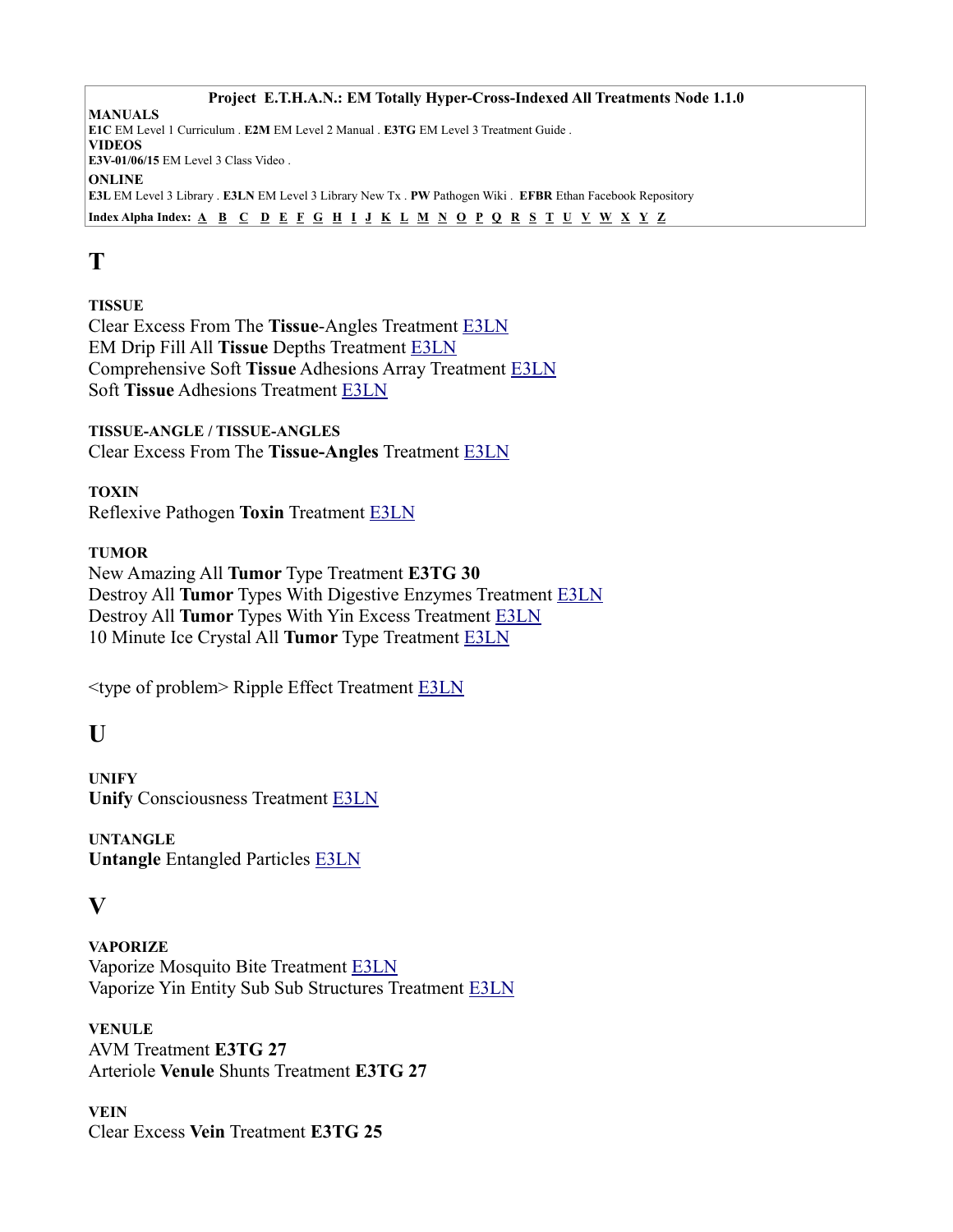**Project E.T.H.A.N.: EM Totally Hyper-Cross-Indexed All Treatments Node 1.1.0**

**MANUALS**
**E1C** EM Level 1 Curriculum . **E2M** EM Level 2 Manual . **E3TG** EM Level 3 Treatment Guide .
**VIDEOS**
**E3V-01/06/15** EM Level 3 Class Video .
**ONLINE**
**E3L** EM Level 3 Library . **E3LN** EM Level 3 Library New Tx . **PW** Pathogen Wiki . **EFBR** Ethan Facebook Repository
**Index Alpha Index:** A B C D E F G H I J K L M N O P Q R S T U V W X Y Z

# T

**TISSUE**
Clear Excess From The **Tissue**-Angles Treatment E3LN
EM Drip Fill All **Tissue** Depths Treatment E3LN
Comprehensive Soft **Tissue** Adhesions Array Treatment E3LN
Soft **Tissue** Adhesions Treatment E3LN

**TISSUE-ANGLE / TISSUE-ANGLES**
Clear Excess From The **Tissue-Angles** Treatment E3LN

**TOXIN**
Reflexive Pathogen **Toxin** Treatment E3LN

**TUMOR**
New Amazing All **Tumor** Type Treatment **E3TG 30**
Destroy All **Tumor** Types With Digestive Enzymes Treatment E3LN
Destroy All **Tumor** Types With Yin Excess Treatment E3LN
10 Minute Ice Crystal All **Tumor** Type Treatment E3LN

<type of problem> Ripple Effect Treatment E3LN

# U

**UNIFY**
**Unify** Consciousness Treatment E3LN

**UNTANGLE**
**Untangle** Entangled Particles E3LN

# V

**VAPORIZE**
Vaporize Mosquito Bite Treatment E3LN
Vaporize Yin Entity Sub Sub Structures Treatment E3LN

**VENULE**
AVM Treatment **E3TG 27**
Arteriole **Venule** Shunts Treatment **E3TG 27**

**VEIN**
Clear Excess **Vein** Treatment **E3TG 25**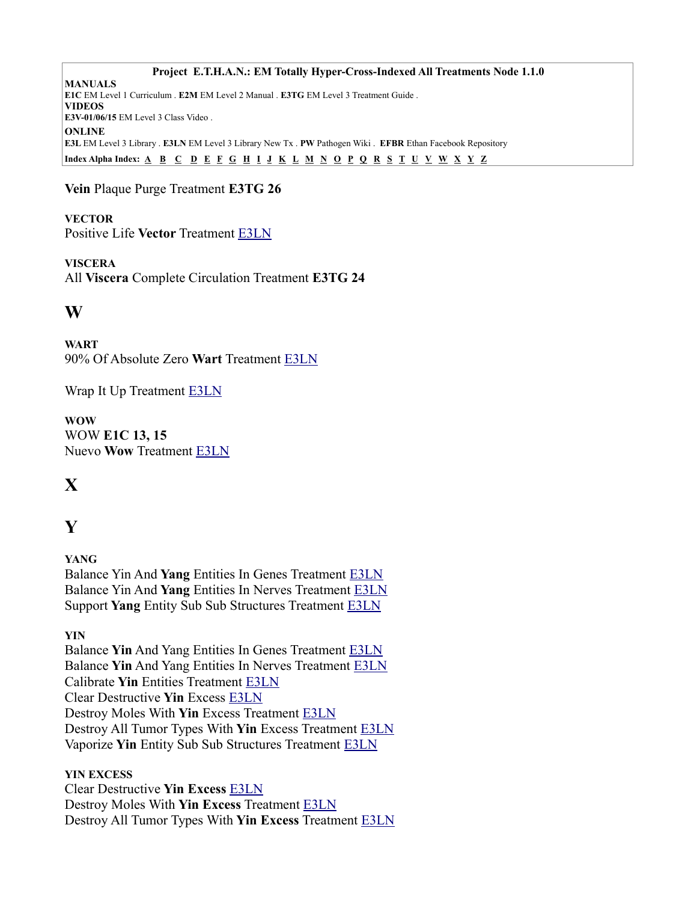**Project E.T.H.A.N.: EM Totally Hyper-Cross-Indexed All Treatments Node 1.1.0**

**MANUALS**
**E1C** EM Level 1 Curriculum . **E2M** EM Level 2 Manual . **E3TG** EM Level 3 Treatment Guide .
**VIDEOS**
**E3V-01/06/15** EM Level 3 Class Video .
**ONLINE**
**E3L** EM Level 3 Library . **E3LN** EM Level 3 Library New Tx . **PW** Pathogen Wiki . **EFBR** Ethan Facebook Repository

**Index Alpha Index:** A B C D E F G H I J K L M N O P Q R S T U V W X Y Z

**Vein** Plaque Purge Treatment **E3TG 26**

**VECTOR**
Positive Life **Vector** Treatment E3LN

**VISCERA**
All **Viscera** Complete Circulation Treatment **E3TG 24**

# W

**WART**
90% Of Absolute Zero **Wart** Treatment E3LN

Wrap It Up Treatment E3LN

**WOW**
WOW **E1C 13, 15**
Nuevo **Wow** Treatment E3LN

# X

# Y

**YANG**
Balance Yin And **Yang** Entities In Genes Treatment E3LN
Balance Yin And **Yang** Entities In Nerves Treatment E3LN
Support **Yang** Entity Sub Sub Structures Treatment E3LN

**YIN**
Balance **Yin** And Yang Entities In Genes Treatment E3LN
Balance **Yin** And Yang Entities In Nerves Treatment E3LN
Calibrate **Yin** Entities Treatment E3LN
Clear Destructive **Yin** Excess E3LN
Destroy Moles With **Yin** Excess Treatment E3LN
Destroy All Tumor Types With **Yin** Excess Treatment E3LN
Vaporize **Yin** Entity Sub Sub Structures Treatment E3LN

**YIN EXCESS**
Clear Destructive **Yin Excess** E3LN
Destroy Moles With **Yin Excess** Treatment E3LN
Destroy All Tumor Types With **Yin Excess** Treatment E3LN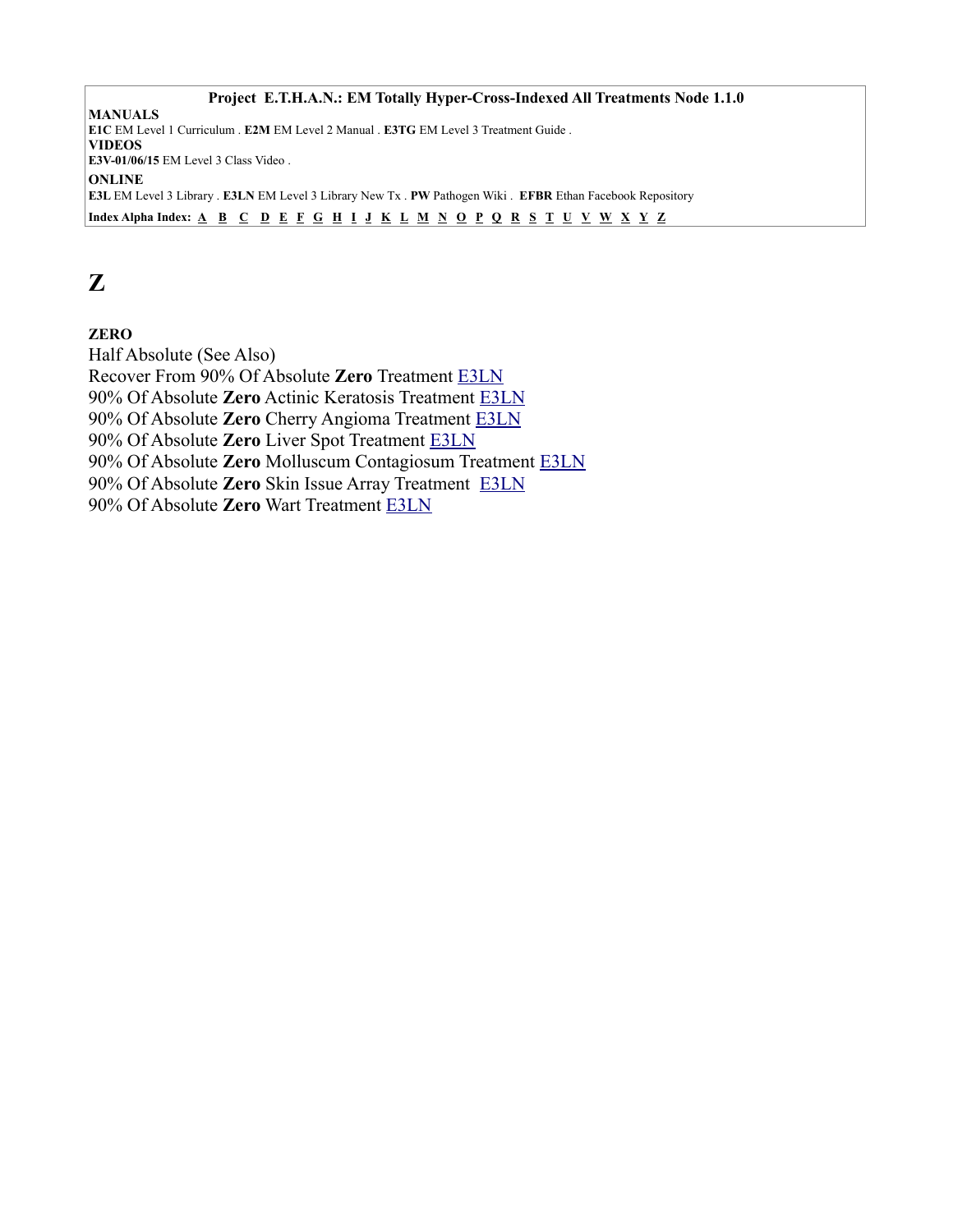**Project E.T.H.A.N.: EM Totally Hyper-Cross-Indexed All Treatments Node 1.1.0**

**MANUALS**
**E1C** EM Level 1 Curriculum . **E2M** EM Level 2 Manual . **E3TG** EM Level 3 Treatment Guide .
**VIDEOS**
**E3V-01/06/15** EM Level 3 Class Video .
**ONLINE**
**E3L** EM Level 3 Library . **E3LN** EM Level 3 Library New Tx . **PW** Pathogen Wiki . **EFBR** Ethan Facebook Repository

**Index Alpha Index:** A B C D E F G H I J K L M N O P Q R S T U V W X Y Z

# Z

**ZERO**
Half Absolute (See Also)
Recover From 90% Of Absolute **Zero** Treatment E3LN
90% Of Absolute **Zero** Actinic Keratosis Treatment E3LN
90% Of Absolute **Zero** Cherry Angioma Treatment E3LN
90% Of Absolute **Zero** Liver Spot Treatment E3LN
90% Of Absolute **Zero** Molluscum Contagiosum Treatment E3LN
90% Of Absolute **Zero** Skin Issue Array Treatment E3LN
90% Of Absolute **Zero** Wart Treatment E3LN